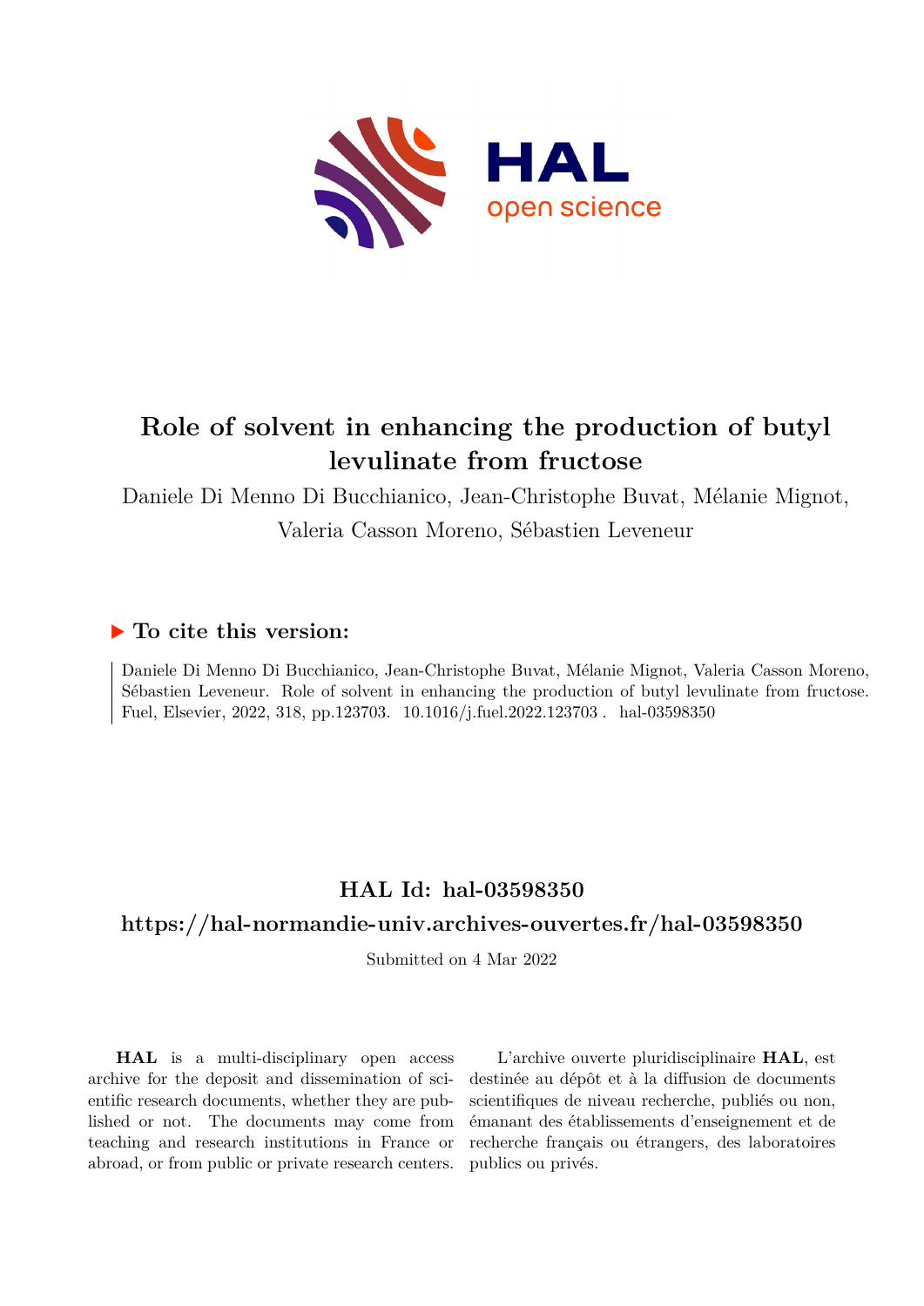# Role of solvent in enhancing the production of butyl levulinate from fructose

Daniele Di Menno Di Bucchianico, Jean-Christophe Buvat, Mélanie Mignot, Valeria Casson Moreno, Sébastien Leveneur

## ▶ To cite this version:

Daniele Di Menno Di Bucchianico, Jean-Christophe Buvat, Mélanie Mignot, Valeria Casson Moreno, Sébastien Leveneur. Role of solvent in enhancing the production of butyl levulinate from fructose. Fuel, Elsevier, 2022, 318, pp.123703. 10.1016/j.fuel.2022.123703 . hal-03598350

## HAL Id: hal-03598350

## https://hal-normandie-univ.archives-ouvertes.fr/hal-03598350

Submitted on 4 Mar 2022

**HAL** is a multi-disciplinary open access archive for the deposit and dissemination of scientific research documents, whether they are published or not. The documents may come from teaching and research institutions in France or abroad, or from public or private research centers.

L'archive ouverte pluridisciplinaire **HAL**, est destinée au dépôt et à la diffusion de documents scientifiques de niveau recherche, publiés ou non, émanant des établissements d'enseignement et de recherche français ou étrangers, des laboratoires publics ou privés.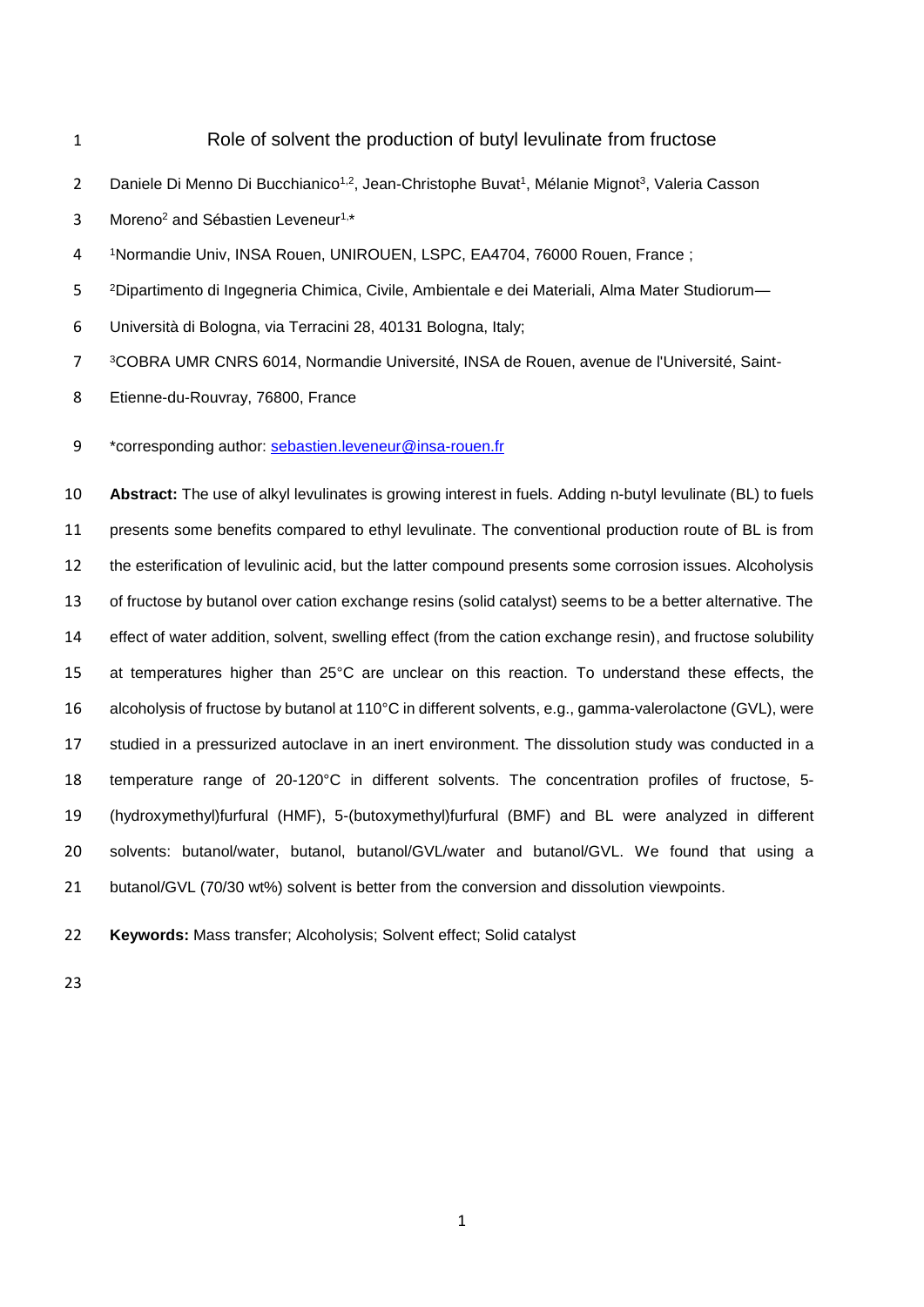# Role of solvent the production of butyl levulinate from fructose

Daniele Di Menno Di Bucchianico[1,2], Jean-Christophe Buvat[1], Mélanie Mignot[3], Valeria Casson Moreno[2] and Sébastien Leveneur[1,*]

[1]Normandie Univ, INSA Rouen, UNIROUEN, LSPC, EA4704, 76000 Rouen, France ;

[2]Dipartimento di Ingegneria Chimica, Civile, Ambientale e dei Materiali, Alma Mater Studiorum— Università di Bologna, via Terracini 28, 40131 Bologna, Italy;

[3]COBRA UMR CNRS 6014, Normandie Université, INSA de Rouen, avenue de l'Université, Saint-Etienne-du-Rouvray, 76800, France

*corresponding author: sebastien.leveneur@insa-rouen.fr

**Abstract:** The use of alkyl levulinates is growing interest in fuels. Adding n-butyl levulinate (BL) to fuels presents some benefits compared to ethyl levulinate. The conventional production route of BL is from the esterification of levulinic acid, but the latter compound presents some corrosion issues. Alcoholysis of fructose by butanol over cation exchange resins (solid catalyst) seems to be a better alternative. The effect of water addition, solvent, swelling effect (from the cation exchange resin), and fructose solubility at temperatures higher than 25°C are unclear on this reaction. To understand these effects, the alcoholysis of fructose by butanol at 110°C in different solvents, e.g., gamma-valerolactone (GVL), were studied in a pressurized autoclave in an inert environment. The dissolution study was conducted in a temperature range of 20-120°C in different solvents. The concentration profiles of fructose, 5-(hydroxymethyl)furfural (HMF), 5-(butoxymethyl)furfural (BMF) and BL were analyzed in different solvents: butanol/water, butanol, butanol/GVL/water and butanol/GVL. We found that using a butanol/GVL (70/30 wt%) solvent is better from the conversion and dissolution viewpoints.

**Keywords:** Mass transfer; Alcoholysis; Solvent effect; Solid catalyst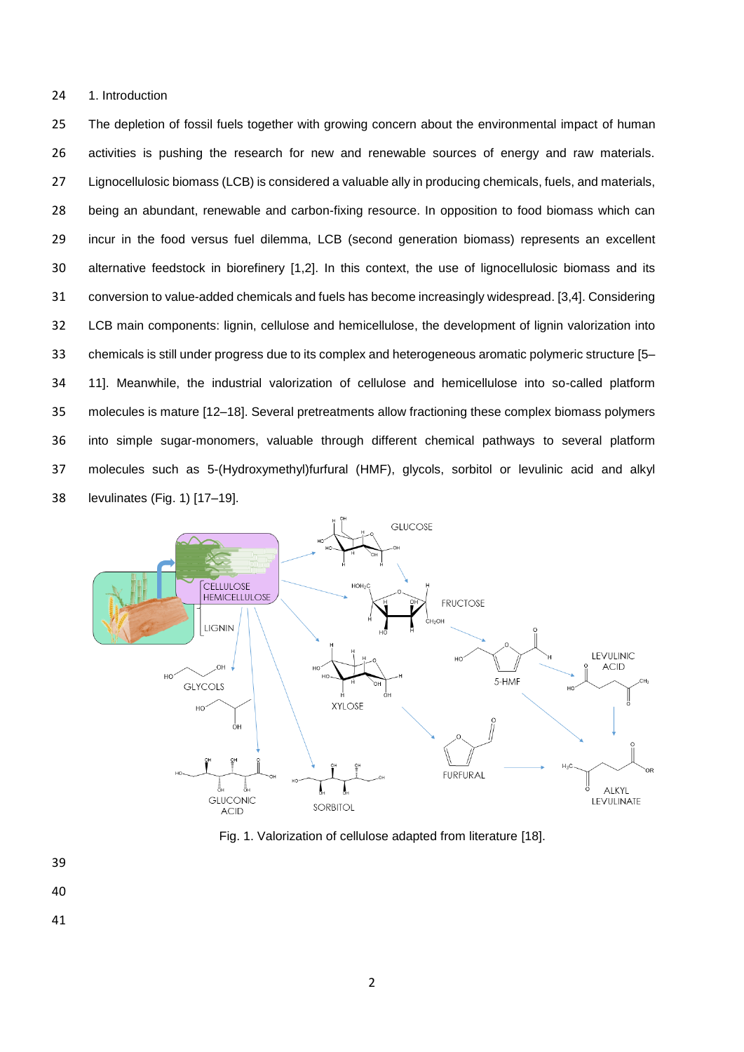## 1. Introduction

The depletion of fossil fuels together with growing concern about the environmental impact of human activities is pushing the research for new and renewable sources of energy and raw materials. Lignocellulosic biomass (LCB) is considered a valuable ally in producing chemicals, fuels, and materials, being an abundant, renewable and carbon-fixing resource. In opposition to food biomass which can incur in the food versus fuel dilemma, LCB (second generation biomass) represents an excellent alternative feedstock in biofinery [1,2]. In this context, the use of lignocellulosic biomass and its conversion to value-added chemicals and fuels has become increasingly widespread. [3,4]. Considering LCB main components: lignin, cellulose and hemicellulose, the development of lignin valorization into chemicals is still under progress due to its complex and heterogeneous aromatic polymeric structure [5–11]. Meanwhile, the industrial valorization of cellulose and hemicellulose into so-called platform molecules is mature [12–18]. Several pretreatments allow fractioning these complex biomass polymers into simple sugar-monomers, valuable through different chemical pathways to several platform molecules such as 5-(Hydroxymethyl)furfural (HMF), glycols, sorbitol or levulinic acid and alkyl levulinates (Fig. 1) [17–19].

Fig. 1. Valorization of cellulose adapted from literature [18].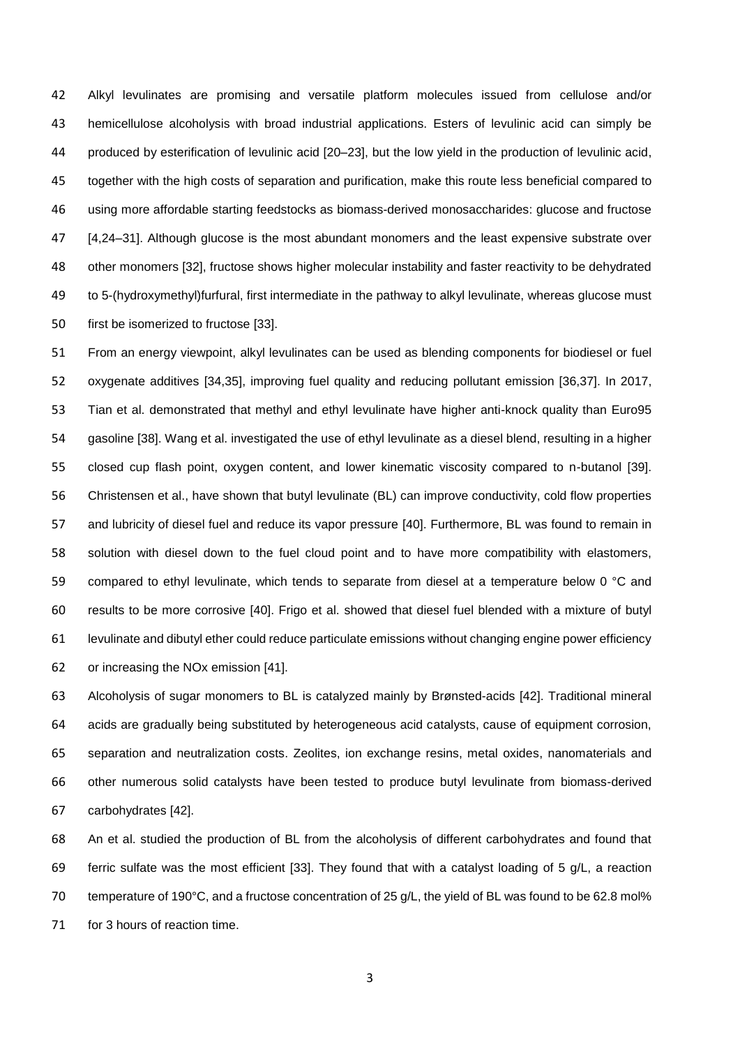Alkyl levulinates are promising and versatile platform molecules issued from cellulose and/or hemicellulose alcoholysis with broad industrial applications. Esters of levulinic acid can simply be produced by esterification of levulinic acid [20–23], but the low yield in the production of levulinic acid, together with the high costs of separation and purification, make this route less beneficial compared to using more affordable starting feedstocks as biomass-derived monosaccharides: glucose and fructose [4,24–31]. Although glucose is the most abundant monomers and the least expensive substrate over other monomers [32], fructose shows higher molecular instability and faster reactivity to be dehydrated to 5-(hydroxymethyl)furfural, first intermediate in the pathway to alkyl levulinate, whereas glucose must first be isomerized to fructose [33].

From an energy viewpoint, alkyl levulinates can be used as blending components for biodiesel or fuel oxygenate additives [34,35], improving fuel quality and reducing pollutant emission [36,37]. In 2017, Tian et al. demonstrated that methyl and ethyl levulinate have higher anti-knock quality than Euro95 gasoline [38]. Wang et al. investigated the use of ethyl levulinate as a diesel blend, resulting in a higher closed cup flash point, oxygen content, and lower kinematic viscosity compared to n-butanol [39]. Christensen et al., have shown that butyl levulinate (BL) can improve conductivity, cold flow properties and lubricity of diesel fuel and reduce its vapor pressure [40]. Furthermore, BL was found to remain in solution with diesel down to the fuel cloud point and to have more compatibility with elastomers, compared to ethyl levulinate, which tends to separate from diesel at a temperature below 0 °C and results to be more corrosive [40]. Frigo et al. showed that diesel fuel blended with a mixture of butyl levulinate and dibutyl ether could reduce particulate emissions without changing engine power efficiency or increasing the NOx emission [41].

Alcoholysis of sugar monomers to BL is catalyzed mainly by Brønsted-acids [42]. Traditional mineral acids are gradually being substituted by heterogeneous acid catalysts, cause of equipment corrosion, separation and neutralization costs. Zeolites, ion exchange resins, metal oxides, nanomaterials and other numerous solid catalysts have been tested to produce butyl levulinate from biomass-derived carbohydrates [42].

An et al. studied the production of BL from the alcoholysis of different carbohydrates and found that ferric sulfate was the most efficient [33]. They found that with a catalyst loading of 5 g/L, a reaction temperature of 190°C, and a fructose concentration of 25 g/L, the yield of BL was found to be 62.8 mol% for 3 hours of reaction time.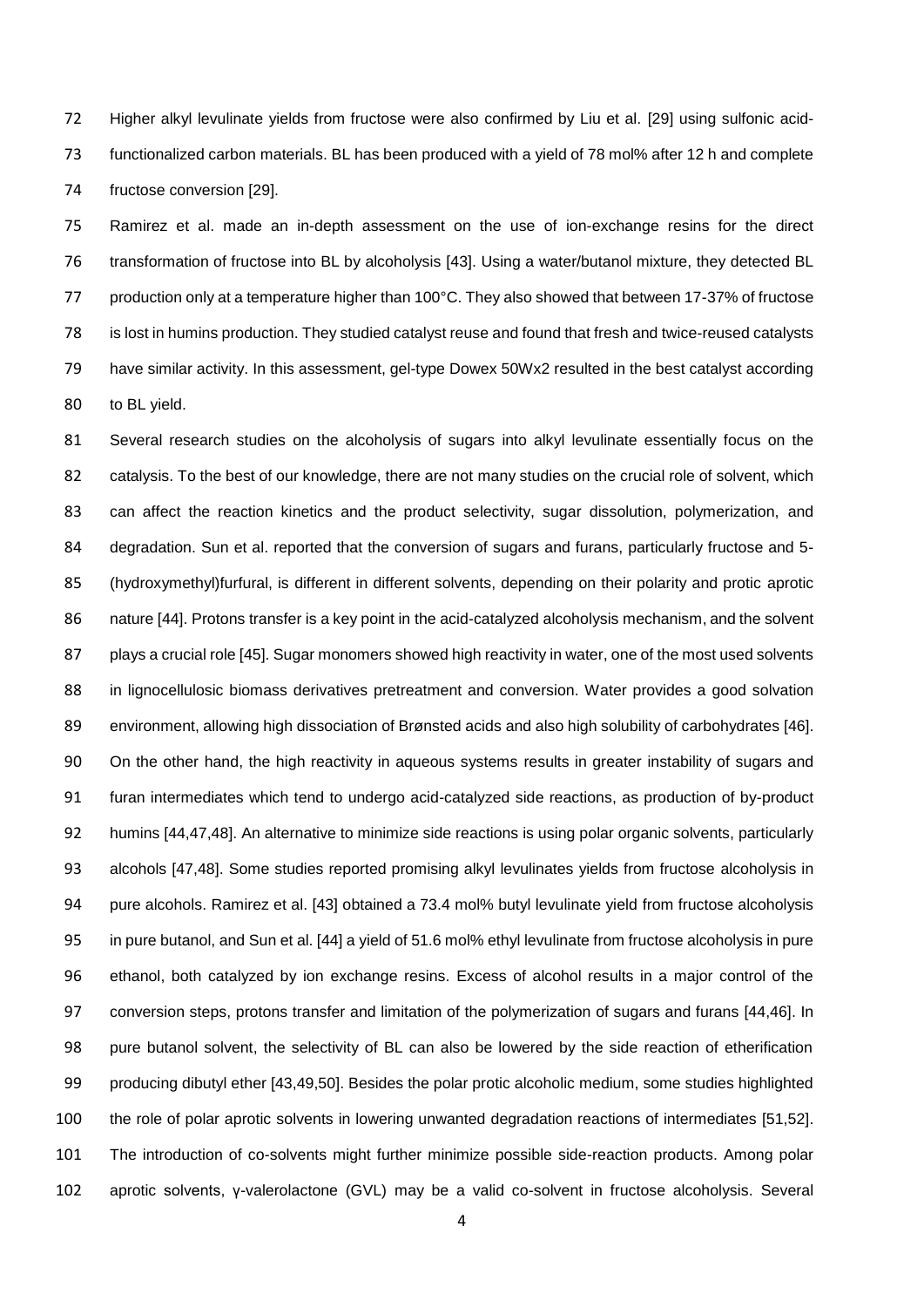Higher alkyl levulinate yields from fructose were also confirmed by Liu et al. [29] using sulfonic acid-functionalized carbon materials. BL has been produced with a yield of 78 mol% after 12 h and complete fructose conversion [29].

Ramirez et al. made an in-depth assessment on the use of ion-exchange resins for the direct transformation of fructose into BL by alcoholysis [43]. Using a water/butanol mixture, they detected BL production only at a temperature higher than 100°C. They also showed that between 17-37% of fructose is lost in humins production. They studied catalyst reuse and found that fresh and twice-reused catalysts have similar activity. In this assessment, gel-type Dowex 50Wx2 resulted in the best catalyst according to BL yield.

Several research studies on the alcoholysis of sugars into alkyl levulinate essentially focus on the catalysis. To the best of our knowledge, there are not many studies on the crucial role of solvent, which can affect the reaction kinetics and the product selectivity, sugar dissolution, polymerization, and degradation. Sun et al. reported that the conversion of sugars and furans, particularly fructose and 5-(hydroxymethyl)furfural, is different in different solvents, depending on their polarity and protic aprotic nature [44]. Protons transfer is a key point in the acid-catalyzed alcoholysis mechanism, and the solvent plays a crucial role [45]. Sugar monomers showed high reactivity in water, one of the most used solvents in lignocellulosic biomass derivatives pretreatment and conversion. Water provides a good solvation environment, allowing high dissociation of Brønsted acids and also high solubility of carbohydrates [46]. On the other hand, the high reactivity in aqueous systems results in greater instability of sugars and furan intermediates which tend to undergo acid-catalyzed side reactions, as production of by-product humins [44,47,48]. An alternative to minimize side reactions is using polar organic solvents, particularly alcohols [47,48]. Some studies reported promising alkyl levulinates yields from fructose alcoholysis in pure alcohols. Ramirez et al. [43] obtained a 73.4 mol% butyl levulinate yield from fructose alcoholysis in pure butanol, and Sun et al. [44] a yield of 51.6 mol% ethyl levulinate from fructose alcoholysis in pure ethanol, both catalyzed by ion exchange resins. Excess of alcohol results in a major control of the conversion steps, protons transfer and limitation of the polymerization of sugars and furans [44,46]. In pure butanol solvent, the selectivity of BL can also be lowered by the side reaction of etherification producing dibutyl ether [43,49,50]. Besides the polar protic alcoholic medium, some studies highlighted the role of polar aprotic solvents in lowering unwanted degradation reactions of intermediates [51,52]. The introduction of co-solvents might further minimize possible side-reaction products. Among polar aprotic solvents, γ-valerolactone (GVL) may be a valid co-solvent in fructose alcoholysis. Several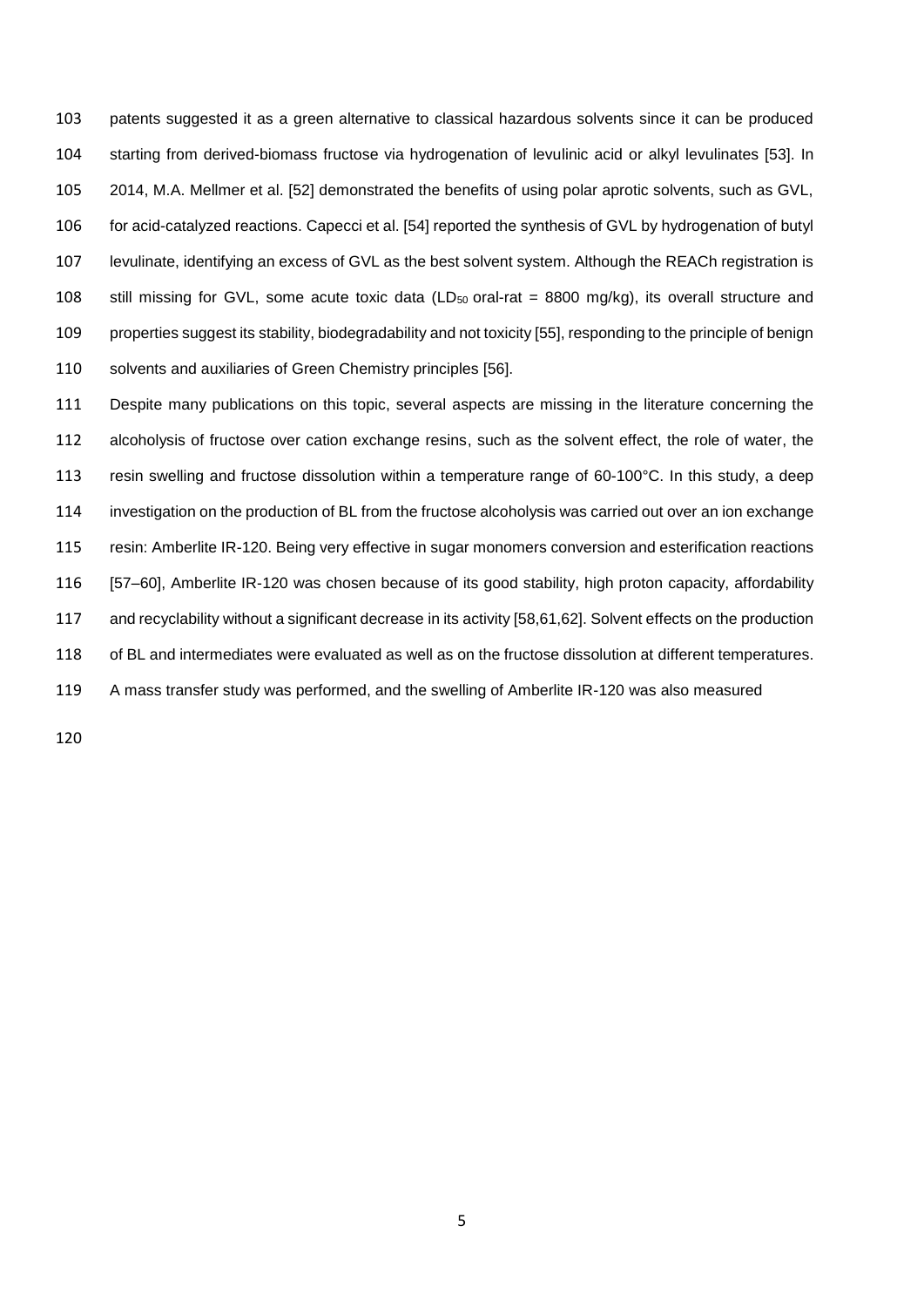patents suggested it as a green alternative to classical hazardous solvents since it can be produced starting from derived-biomass fructose via hydrogenation of levulinic acid or alkyl levulinates [53]. In 2014, M.A. Mellmer et al. [52] demonstrated the benefits of using polar aprotic solvents, such as GVL, for acid-catalyzed reactions. Capecci et al. [54] reported the synthesis of GVL by hydrogenation of butyl levulinate, identifying an excess of GVL as the best solvent system. Although the REACh registration is still missing for GVL, some acute toxic data ($LD_{50}$ oral-rat = 8800 mg/kg), its overall structure and properties suggest its stability, biodegradability and not toxicity [55], responding to the principle of benign solvents and auxiliaries of Green Chemistry principles [56].

Despite many publications on this topic, several aspects are missing in the literature concerning the alcoholysis of fructose over cation exchange resins, such as the solvent effect, the role of water, the resin swelling and fructose dissolution within a temperature range of 60-100°C. In this study, a deep investigation on the production of BL from the fructose alcoholysis was carried out over an ion exchange resin: Amberlite IR-120. Being very effective in sugar monomers conversion and esterification reactions [57–60], Amberlite IR-120 was chosen because of its good stability, high proton capacity, affordability and recyclability without a significant decrease in its activity [58,61,62]. Solvent effects on the production of BL and intermediates were evaluated as well as on the fructose dissolution at different temperatures. A mass transfer study was performed, and the swelling of Amberlite IR-120 was also measured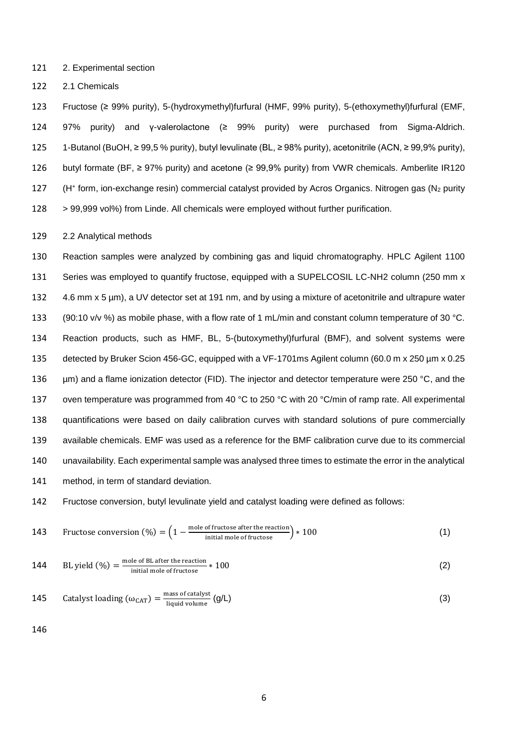## 2. Experimental section

### 2.1 Chemicals

Fructose (≥ 99% purity), 5-(hydroxymethyl)furfural (HMF, 99% purity), 5-(ethoxymethyl)furfural (EMF, 97% purity) and γ-valerolactone (≥ 99% purity) were purchased from Sigma-Aldrich. 1-Butanol (BuOH, ≥ 99,5 % purity), butyl levulinate (BL, ≥ 98% purity), acetonitrile (ACN, ≥ 99,9% purity), butyl formate (BF, ≥ 97% purity) and acetone (≥ 99,9% purity) from VWR chemicals. Amberlite IR120 ($H^+$ form, ion-exchange resin) commercial catalyst provided by Acros Organics. Nitrogen gas ($N_2$ purity > 99,999 vol%) from Linde. All chemicals were employed without further purification.

### 2.2 Analytical methods

Reaction samples were analyzed by combining gas and liquid chromatography. HPLC Agilent 1100 Series was employed to quantify fructose, equipped with a SUPELCOSIL LC-NH2 column (250 mm x 4.6 mm x 5 µm), a UV detector set at 191 nm, and by using a mixture of acetonitrile and ultrapure water (90:10 v/v %) as mobile phase, with a flow rate of 1 mL/min and constant column temperature of 30 °C. Reaction products, such as HMF, BL, 5-(butoxymethyl)furfural (BMF), and solvent systems were detected by Bruker Scion 456-GC, equipped with a VF-1701ms Agilent column (60.0 m x 250 µm x 0.25 µm) and a flame ionization detector (FID). The injector and detector temperature were 250 °C, and the oven temperature was programmed from 40 °C to 250 °C with 20 °C/min of ramp rate. All experimental quantifications were based on daily calibration curves with standard solutions of pure commercially available chemicals. EMF was used as a reference for the BMF calibration curve due to its commercial unavailability. Each experimental sample was analysed three times to estimate the error in the analytical method, in term of standard deviation.

Fructose conversion, butyl levulinate yield and catalyst loading were defined as follows:

$$\text{Fructose conversion (\%)} = \left(1 - \frac{\text{mole of fructose after the reaction}}{\text{initial mole of fructose}}\right) * 100 \quad (1)$$

$$\text{BL yield (\%)} = \frac{\text{mole of BL after the reaction}}{\text{initial mole of fructose}} * 100 \quad (2)$$

$$\text{Catalyst loading } (\omega_{CAT}) = \frac{\text{mass of catalyst}}{\text{liquid volume}} \text{ (g/L)} \quad (3)$$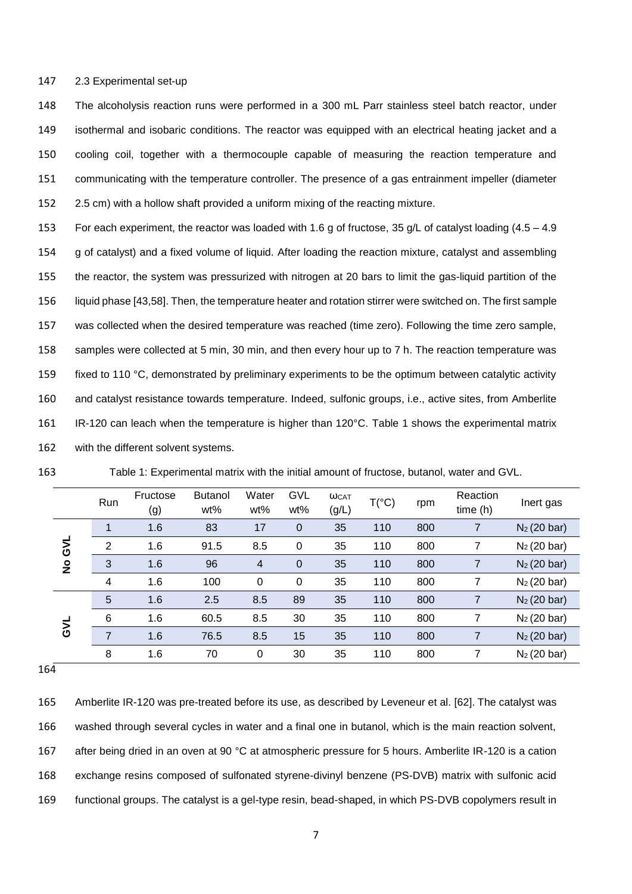## 2.3 Experimental set-up

The alcoholysis reaction runs were performed in a 300 mL Parr stainless steel batch reactor, under isothermal and isobaric conditions. The reactor was equipped with an electrical heating jacket and a cooling coil, together with a thermocouple capable of measuring the reaction temperature and communicating with the temperature controller. The presence of a gas entrainment impeller (diameter 2.5 cm) with a hollow shaft provided a uniform mixing of the reacting mixture.

For each experiment, the reactor was loaded with 1.6 g of fructose, 35 g/L of catalyst loading (4.5 – 4.9 g of catalyst) and a fixed volume of liquid. After loading the reaction mixture, catalyst and assembling the reactor, the system was pressurized with nitrogen at 20 bars to limit the gas-liquid partition of the liquid phase [43,58]. Then, the temperature heater and rotation stirrer were switched on. The first sample was collected when the desired temperature was reached (time zero). Following the time zero sample, samples were collected at 5 min, 30 min, and then every hour up to 7 h. The reaction temperature was fixed to 110 °C, demonstrated by preliminary experiments to be the optimum between catalytic activity and catalyst resistance towards temperature. Indeed, sulfonic groups, i.e., active sites, from Amberlite IR-120 can leach when the temperature is higher than 120°C. Table 1 shows the experimental matrix with the different solvent systems.

Table 1: Experimental matrix with the initial amount of fructose, butanol, water and GVL.

| | Run | Fructose (g) | Butanol wt% | Water wt% | GVL wt% | $\omega_{CAT}$ (g/L) | T(°C) | rpm | Reaction time (h) | Inert gas |
|---|---|---|---|---|---|---|---|---|---|---|
| No GVL | 1 | 1.6 | 83 | 17 | 0 | 35 | 110 | 800 | 7 | $N_2$ (20 bar) |
| | 2 | 1.6 | 91.5 | 8.5 | 0 | 35 | 110 | 800 | 7 | $N_2$ (20 bar) |
| | 3 | 1.6 | 96 | 4 | 0 | 35 | 110 | 800 | 7 | $N_2$ (20 bar) |
| | 4 | 1.6 | 100 | 0 | 0 | 35 | 110 | 800 | 7 | $N_2$ (20 bar) |
| GVL | 5 | 1.6 | 2.5 | 8.5 | 89 | 35 | 110 | 800 | 7 | $N_2$ (20 bar) |
| | 6 | 1.6 | 60.5 | 8.5 | 30 | 35 | 110 | 800 | 7 | $N_2$ (20 bar) |
| | 7 | 1.6 | 76.5 | 8.5 | 15 | 35 | 110 | 800 | 7 | $N_2$ (20 bar) |
| | 8 | 1.6 | 70 | 0 | 30 | 35 | 110 | 800 | 7 | $N_2$ (20 bar) |

Amberlite IR-120 was pre-treated before its use, as described by Leveneur et al. [62]. The catalyst was washed through several cycles in water and a final one in butanol, which is the main reaction solvent, after being dried in an oven at 90 °C at atmospheric pressure for 5 hours. Amberlite IR-120 is a cation exchange resins composed of sulfonated styrene-divinyl benzene (PS-DVB) matrix with sulfonic acid functional groups. The catalyst is a gel-type resin, bead-shaped, in which PS-DVB copolymers result in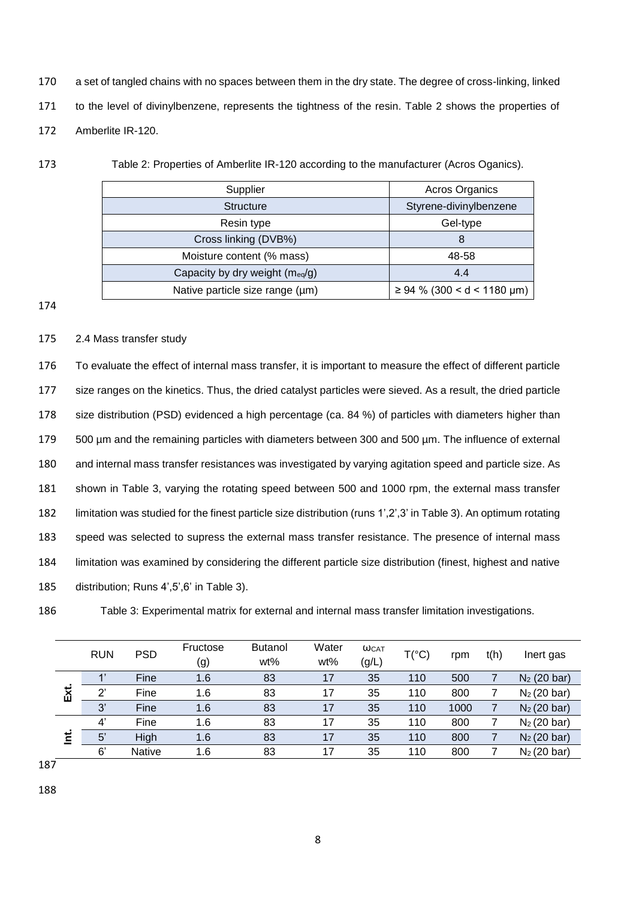a set of tangled chains with no spaces between them in the dry state. The degree of cross-linking, linked to the level of divinylbenzene, represents the tightness of the resin. Table 2 shows the properties of Amberlite IR-120.

Table 2: Properties of Amberlite IR-120 according to the manufacturer (Acros Oganics).

| Supplier | Acros Organics |
|---|---|
| Structure | Styrene-divinylbenzene |
| Resin type | Gel-type |
| Cross linking (DVB%) | 8 |
| Moisture content (% mass) | 48-58 |
| Capacity by dry weight ($m_{eq}$/g) | 4.4 |
| Native particle size range (µm) | ≥ 94 % (300 < d < 1180 µm) |

2.4 Mass transfer study

To evaluate the effect of internal mass transfer, it is important to measure the effect of different particle size ranges on the kinetics. Thus, the dried catalyst particles were sieved. As a result, the dried particle size distribution (PSD) evidenced a high percentage (ca. 84 %) of particles with diameters higher than 500 µm and the remaining particles with diameters between 300 and 500 µm. The influence of external and internal mass transfer resistances was investigated by varying agitation speed and particle size. As shown in Table 3, varying the rotating speed between 500 and 1000 rpm, the external mass transfer limitation was studied for the finest particle size distribution (runs 1',2',3' in Table 3). An optimum rotating speed was selected to supress the external mass transfer resistance. The presence of internal mass limitation was examined by considering the different particle size distribution (finest, highest and native distribution; Runs 4',5',6' in Table 3).

Table 3: Experimental matrix for external and internal mass transfer limitation investigations.

| | RUN | PSD | Fructose (g) | Butanol wt% | Water wt% | $\omega_{CAT}$ (g/L) | T(°C) | rpm | t(h) | Inert gas |
|---|---|---|---|---|---|---|---|---|---|---|
| Ext. | 1' | Fine | 1.6 | 83 | 17 | 35 | 110 | 500 | 7 | $N_2$ (20 bar) |
| | 2' | Fine | 1.6 | 83 | 17 | 35 | 110 | 800 | 7 | $N_2$ (20 bar) |
| | 3' | Fine | 1.6 | 83 | 17 | 35 | 110 | 1000 | 7 | $N_2$ (20 bar) |
| Int. | 4' | Fine | 1.6 | 83 | 17 | 35 | 110 | 800 | 7 | $N_2$ (20 bar) |
| | 5' | High | 1.6 | 83 | 17 | 35 | 110 | 800 | 7 | $N_2$ (20 bar) |
| | 6' | Native | 1.6 | 83 | 17 | 35 | 110 | 800 | 7 | $N_2$ (20 bar) |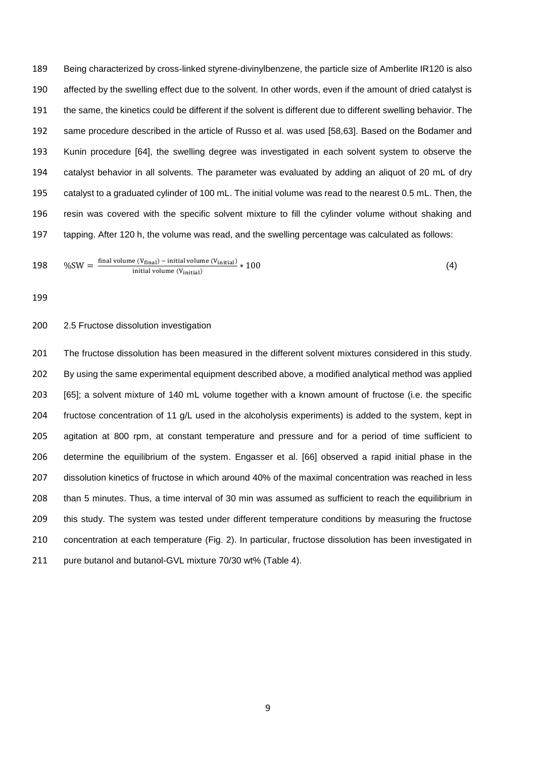Being characterized by cross-linked styrene-divinylbenzene, the particle size of Amberlite IR120 is also affected by the swelling effect due to the solvent. In other words, even if the amount of dried catalyst is the same, the kinetics could be different if the solvent is different due to different swelling behavior. The same procedure described in the article of Russo et al. was used [58,63]. Based on the Bodamer and Kunin procedure [64], the swelling degree was investigated in each solvent system to observe the catalyst behavior in all solvents. The parameter was evaluated by adding an aliquot of 20 mL of dry catalyst to a graduated cylinder of 100 mL. The initial volume was read to the nearest 0.5 mL. Then, the resin was covered with the specific solvent mixture to fill the cylinder volume without shaking and tapping. After 120 h, the volume was read, and the swelling percentage was calculated as follows:

$$\%SW = \frac{\text{final volume } (V_{\text{final}}) - \text{initial volume } (V_{\text{initial}})}{\text{initial volume } (V_{\text{initial}})} * 100 \tag{4}$$

## 2.5 Fructose dissolution investigation

The fructose dissolution has been measured in the different solvent mixtures considered in this study. By using the same experimental equipment described above, a modified analytical method was applied [65]; a solvent mixture of 140 mL volume together with a known amount of fructose (i.e. the specific fructose concentration of 11 g/L used in the alcoholysis experiments) is added to the system, kept in agitation at 800 rpm, at constant temperature and pressure and for a period of time sufficient to determine the equilibrium of the system. Engasser et al. [66] observed a rapid initial phase in the dissolution kinetics of fructose in which around 40% of the maximal concentration was reached in less than 5 minutes. Thus, a time interval of 30 min was assumed as sufficient to reach the equilibrium in this study. The system was tested under different temperature conditions by measuring the fructose concentration at each temperature (Fig. 2). In particular, fructose dissolution has been investigated in pure butanol and butanol-GVL mixture 70/30 wt% (Table 4).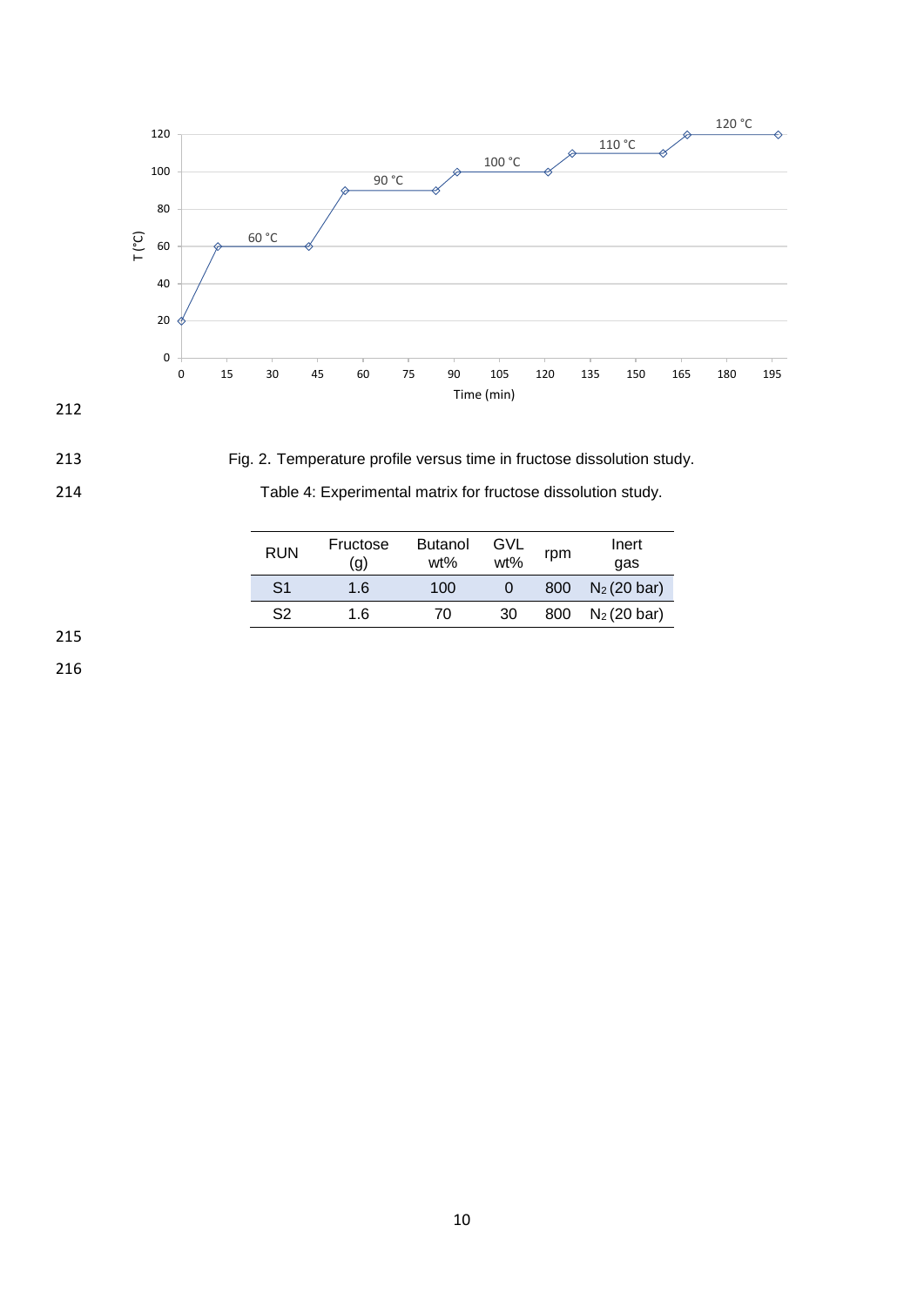Fig. 2. Temperature profile versus time in fructose dissolution study.

Table 4: Experimental matrix for fructose dissolution study.

| RUN | Fructose (g) | Butanol wt% | GVL wt% | rpm | Inert gas |
|---|---|---|---|---|---|
| S1 | 1.6 | 100 | 0 | 800 | $N_2$ (20 bar) |
| S2 | 1.6 | 70 | 30 | 800 | $N_2$ (20 bar) |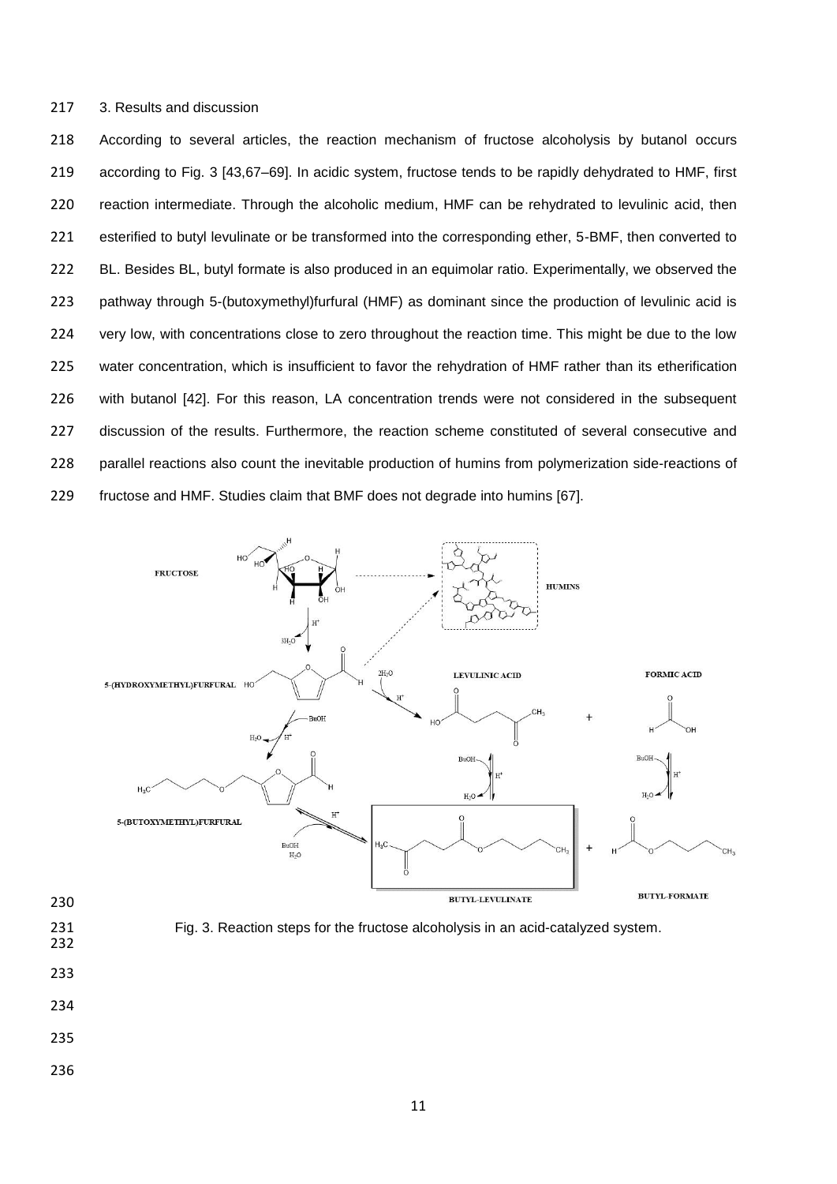## 3. Results and discussion

According to several articles, the reaction mechanism of fructose alcoholysis by butanol occurs according to Fig. 3 [43,67–69]. In acidic system, fructose tends to be rapidly dehydrated to HMF, first reaction intermediate. Through the alcoholic medium, HMF can be rehydrated to levulinic acid, then esterified to butyl levulinate or be transformed into the corresponding ether, 5-BMF, then converted to BL. Besides BL, butyl formate is also produced in an equimolar ratio. Experimentally, we observed the pathway through 5-(butoxymethyl)furfural (HMF) as dominant since the production of levulinic acid is very low, with concentrations close to zero throughout the reaction time. This might be due to the low water concentration, which is insufficient to favor the rehydration of HMF rather than its etherification with butanol [42]. For this reason, LA concentration trends were not considered in the subsequent discussion of the results. Furthermore, the reaction scheme constituted of several consecutive and parallel reactions also count the inevitable production of humins from polymerization side-reactions of fructose and HMF. Studies claim that BMF does not degrade into humins [67].

Fig. 3. Reaction steps for the fructose alcoholysis in an acid-catalyzed system.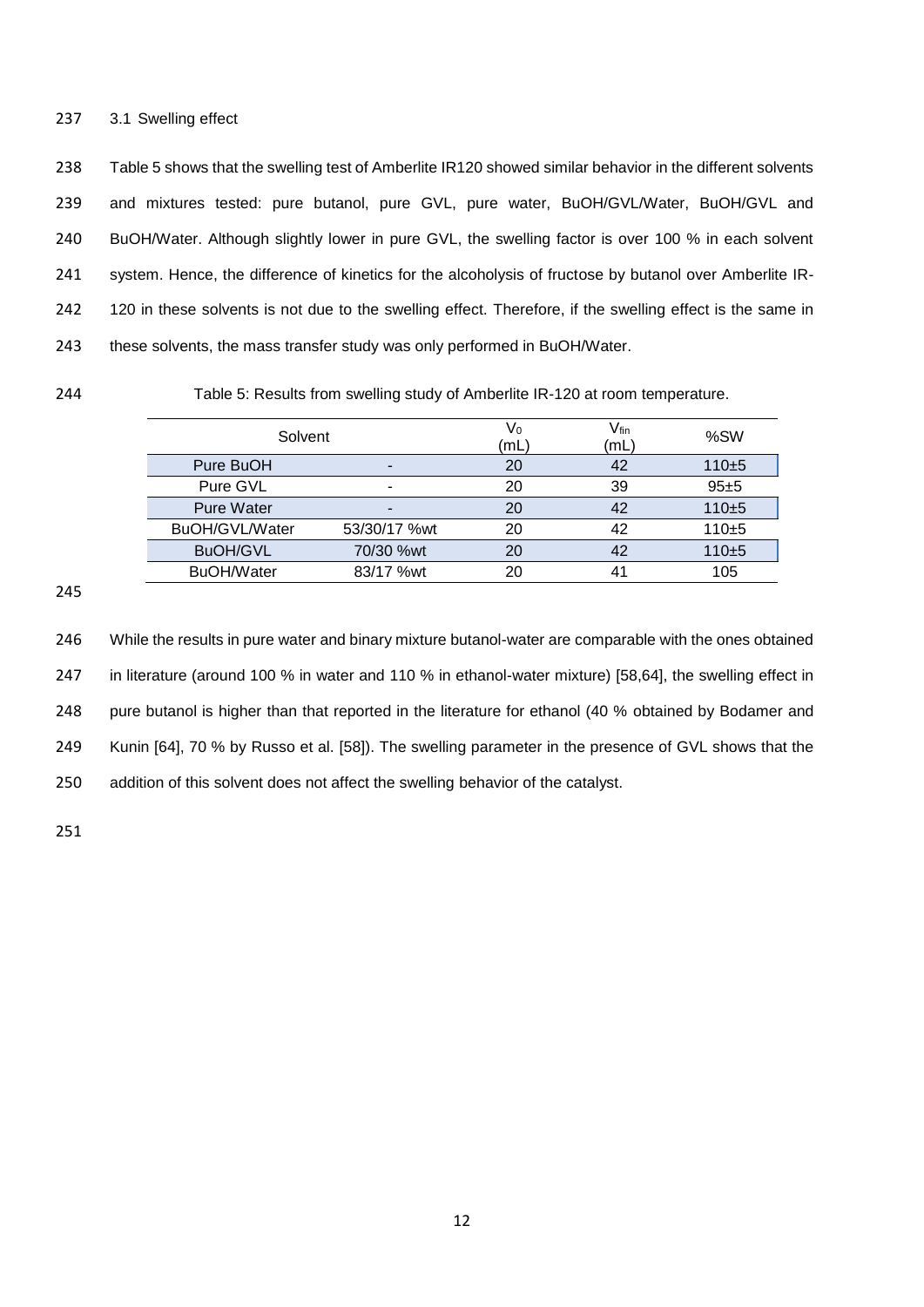### 3.1 Swelling effect

Table 5 shows that the swelling test of Amberlite IR120 showed similar behavior in the different solvents and mixtures tested: pure butanol, pure GVL, pure water, BuOH/GVL/Water, BuOH/GVL and BuOH/Water. Although slightly lower in pure GVL, the swelling factor is over 100 % in each solvent system. Hence, the difference of kinetics for the alcoholysis of fructose by butanol over Amberlite IR-120 in these solvents is not due to the swelling effect. Therefore, if the swelling effect is the same in these solvents, the mass transfer study was only performed in BuOH/Water.

Table 5: Results from swelling study of Amberlite IR-120 at room temperature.

| Solvent | | $V_0$ (mL) | $V_{fin}$ (mL) | %SW |
|---|---|---|---|---|
| Pure BuOH | - | 20 | 42 | 110±5 |
| Pure GVL | - | 20 | 39 | 95±5 |
| Pure Water | - | 20 | 42 | 110±5 |
| BuOH/GVL/Water | 53/30/17 %wt | 20 | 42 | 110±5 |
| BuOH/GVL | 70/30 %wt | 20 | 42 | 110±5 |
| BuOH/Water | 83/17 %wt | 20 | 41 | 105 |

While the results in pure water and binary mixture butanol-water are comparable with the ones obtained in literature (around 100 % in water and 110 % in ethanol-water mixture) [58,64], the swelling effect in pure butanol is higher than that reported in the literature for ethanol (40 % obtained by Bodamer and Kunin [64], 70 % by Russo et al. [58]). The swelling parameter in the presence of GVL shows that the addition of this solvent does not affect the swelling behavior of the catalyst.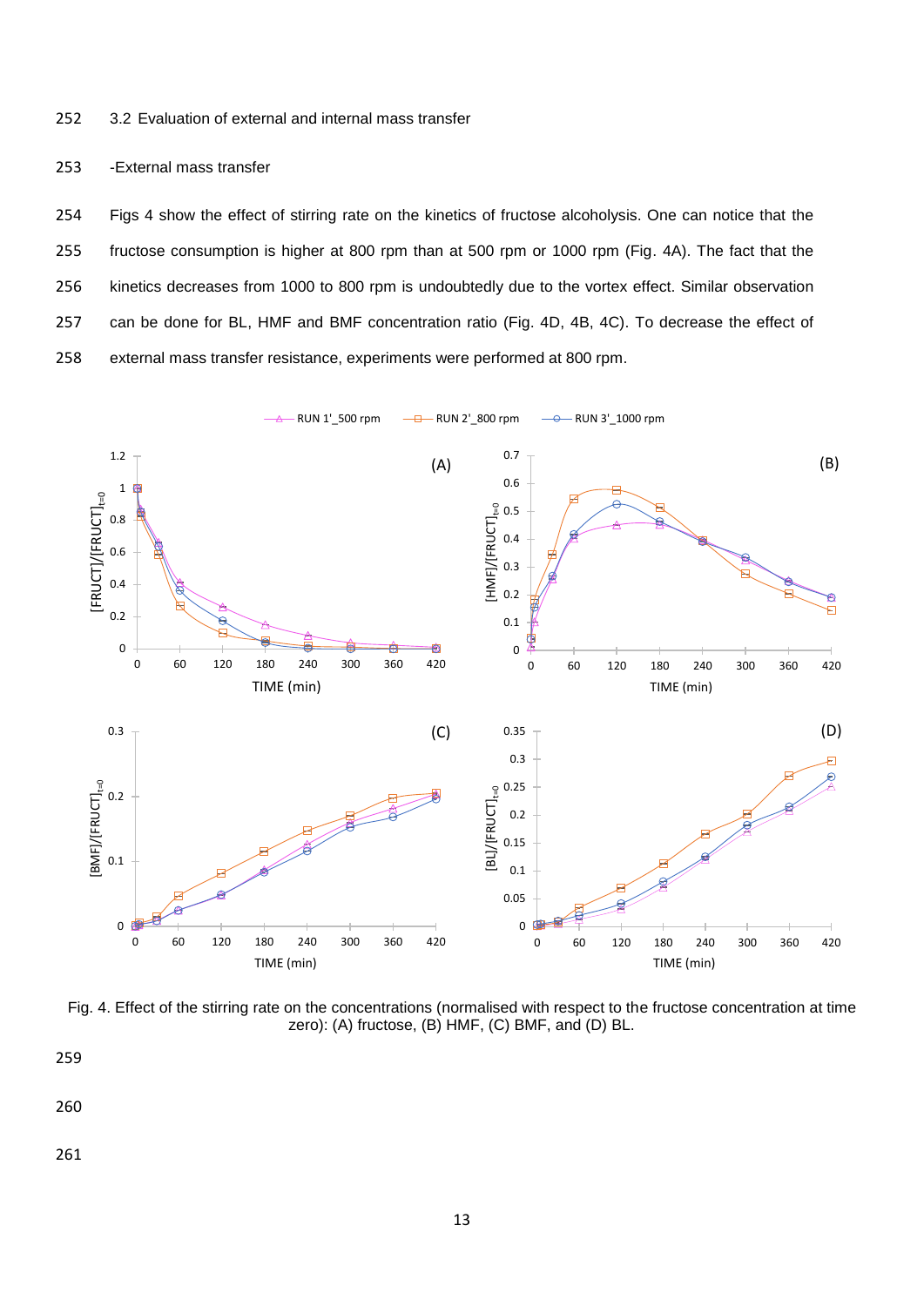### 3.2 Evaluation of external and internal mass transfer

-External mass transfer

Figs 4 show the effect of stirring rate on the kinetics of fructose alcoholysis. One can notice that the fructose consumption is higher at 800 rpm than at 500 rpm or 1000 rpm (Fig. 4A). The fact that the kinetics decreases from 1000 to 800 rpm is undoubtedly due to the vortex effect. Similar observation can be done for BL, HMF and BMF concentration ratio (Fig. 4D, 4B, 4C). To decrease the effect of external mass transfer resistance, experiments were performed at 800 rpm.

Fig. 4. Effect of the stirring rate on the concentrations (normalised with respect to the fructose concentration at time zero): (A) fructose, (B) HMF, (C) BMF, and (D) BL.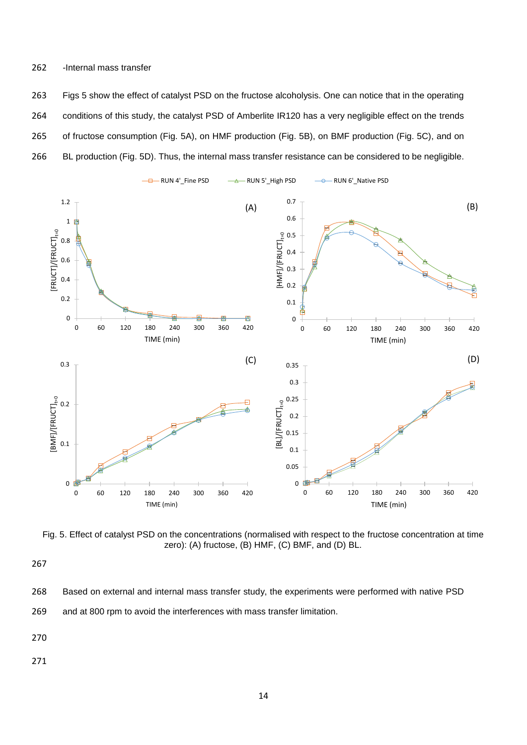-Internal mass transfer

Figs 5 show the effect of catalyst PSD on the fructose alcoholysis. One can notice that in the operating conditions of this study, the catalyst PSD of Amberlite IR120 has a very negligible effect on the trends of fructose consumption (Fig. 5A), on HMF production (Fig. 5B), on BMF production (Fig. 5C), and on BL production (Fig. 5D). Thus, the internal mass transfer resistance can be considered to be negligible.

Fig. 5. Effect of catalyst PSD on the concentrations (normalised with respect to the fructose concentration at time zero): (A) fructose, (B) HMF, (C) BMF, and (D) BL.

Based on external and internal mass transfer study, the experiments were performed with native PSD and at 800 rpm to avoid the interferences with mass transfer limitation.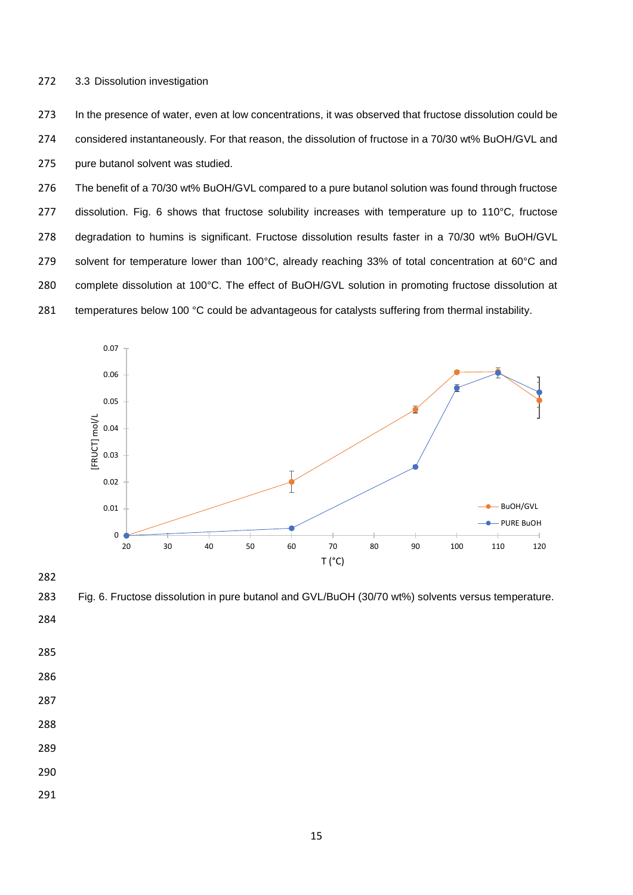### 3.3 Dissolution investigation

In the presence of water, even at low concentrations, it was observed that fructose dissolution could be considered instantaneous. For that reason, the dissolution of fructose in a 70/30 wt% BuOH/GVL and pure butanol solvent was studied.

The benefit of a 70/30 wt% BuOH/GVL compared to a pure butanol solution was found through fructose dissolution. Fig. 6 shows that fructose solubility increases with temperature up to 110°C, fructose degradation to humins is significant. Fructose dissolution results faster in a 70/30 wt% BuOH/GVL solvent for temperature lower than 100°C, already reaching 33% of total concentration at 60°C and complete dissolution at 100°C. The effect of BuOH/GVL solution in promoting fructose dissolution at temperatures below 100 °C could be advantageous for catalysts suffering from thermal instability.

Fig. 6. Fructose dissolution in pure butanol and GVL/BuOH (30/70 wt%) solvents versus temperature.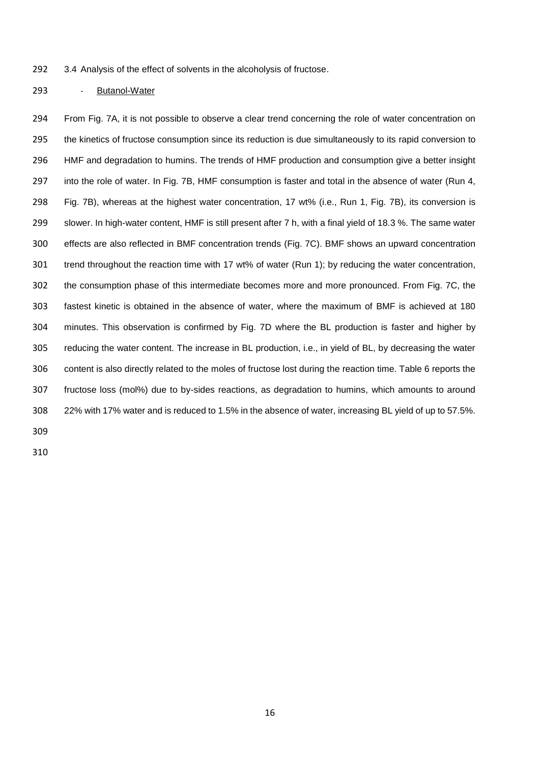### 3.4 Analysis of the effect of solvents in the alcoholysis of fructose.

- Butanol-Water

From Fig. 7A, it is not possible to observe a clear trend concerning the role of water concentration on the kinetics of fructose consumption since its reduction is due simultaneously to its rapid conversion to HMF and degradation to humins. The trends of HMF production and consumption give a better insight into the role of water. In Fig. 7B, HMF consumption is faster and total in the absence of water (Run 4, Fig. 7B), whereas at the highest water concentration, 17 wt% (i.e., Run 1, Fig. 7B), its conversion is slower. In high-water content, HMF is still present after 7 h, with a final yield of 18.3 %. The same water effects are also reflected in BMF concentration trends (Fig. 7C). BMF shows an upward concentration trend throughout the reaction time with 17 wt% of water (Run 1); by reducing the water concentration, the consumption phase of this intermediate becomes more and more pronounced. From Fig. 7C, the fastest kinetic is obtained in the absence of water, where the maximum of BMF is achieved at 180 minutes. This observation is confirmed by Fig. 7D where the BL production is faster and higher by reducing the water content. The increase in BL production, i.e., in yield of BL, by decreasing the water content is also directly related to the moles of fructose lost during the reaction time. Table 6 reports the fructose loss (mol%) due to by-sides reactions, as degradation to humins, which amounts to around 22% with 17% water and is reduced to 1.5% in the absence of water, increasing BL yield of up to 57.5%.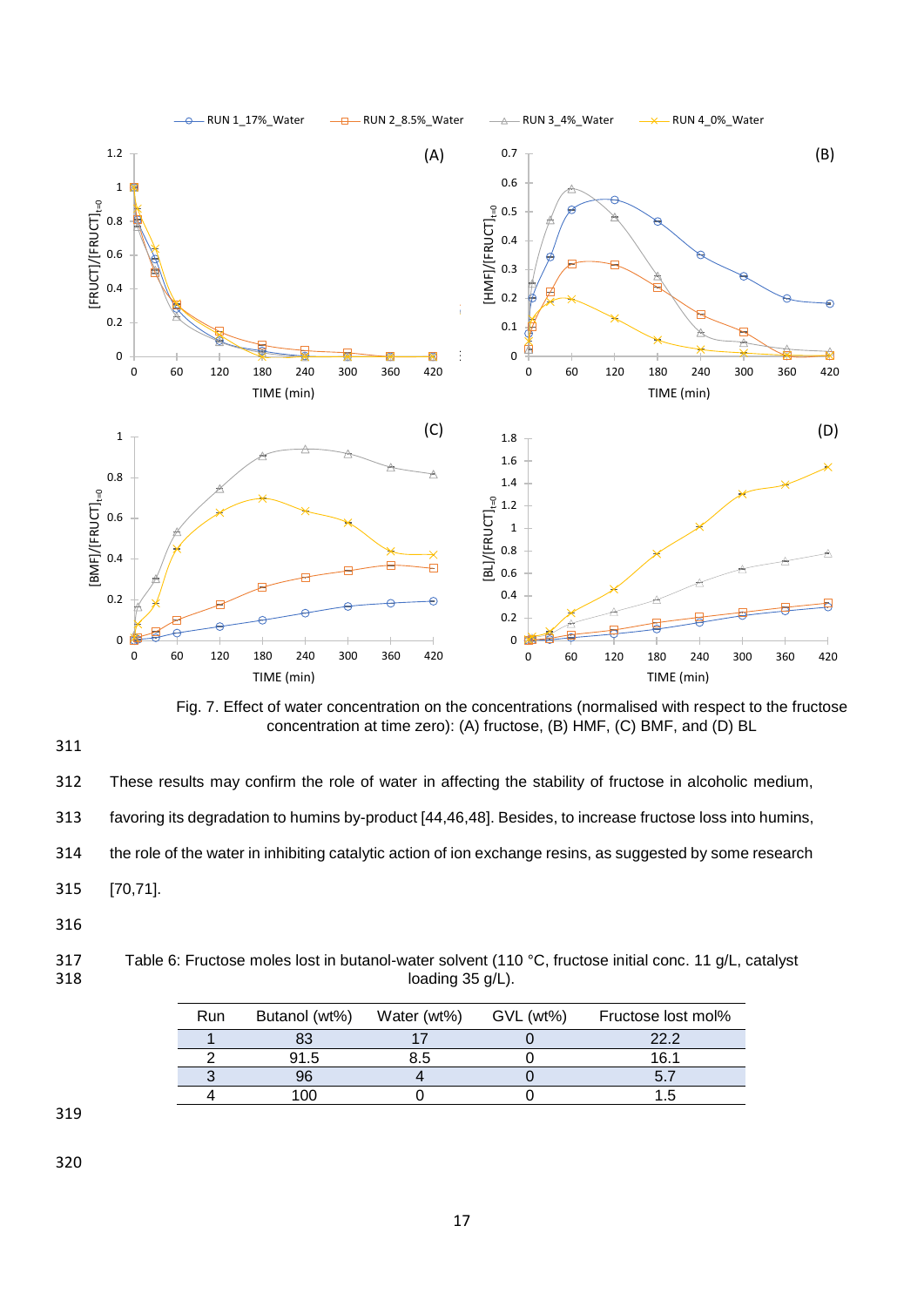Fig. 7. Effect of water concentration on the concentrations (normalised with respect to the fructose concentration at time zero): (A) fructose, (B) HMF, (C) BMF, and (D) BL

These results may confirm the role of water in affecting the stability of fructose in alcoholic medium, favoring its degradation to humins by-product [44,46,48]. Besides, to increase fructose loss into humins, the role of the water in inhibiting catalytic action of ion exchange resins, as suggested by some research [70,71].

Table 6: Fructose moles lost in butanol-water solvent (110 °C, fructose initial conc. 11 g/L, catalyst loading 35 g/L).

| Run | Butanol (wt%) | Water (wt%) | GVL (wt%) | Fructose lost mol% |
|---|---|---|---|---|
| 1 | 83 | 17 | 0 | 22.2 |
| 2 | 91.5 | 8.5 | 0 | 16.1 |
| 3 | 96 | 4 | 0 | 5.7 |
| 4 | 100 | 0 | 0 | 1.5 |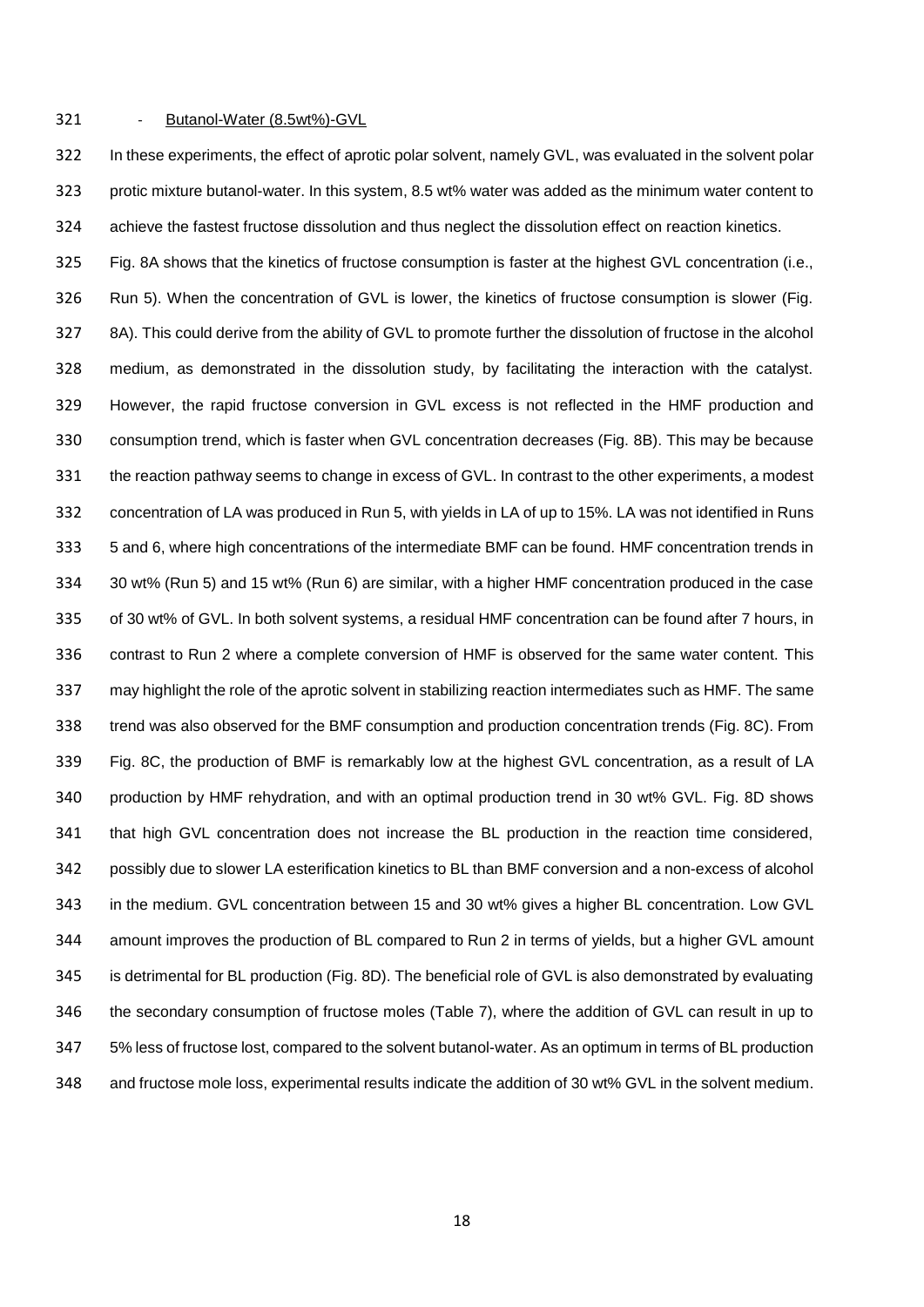- Butanol-Water (8.5wt%)-GVL

In these experiments, the effect of aprotic polar solvent, namely GVL, was evaluated in the solvent polar protic mixture butanol-water. In this system, 8.5 wt% water was added as the minimum water content to achieve the fastest fructose dissolution and thus neglect the dissolution effect on reaction kinetics.

Fig. 8A shows that the kinetics of fructose consumption is faster at the highest GVL concentration (i.e., Run 5). When the concentration of GVL is lower, the kinetics of fructose consumption is slower (Fig. 8A). This could derive from the ability of GVL to promote further the dissolution of fructose in the alcohol medium, as demonstrated in the dissolution study, by facilitating the interaction with the catalyst. However, the rapid fructose conversion in GVL excess is not reflected in the HMF production and consumption trend, which is faster when GVL concentration decreases (Fig. 8B). This may be because the reaction pathway seems to change in excess of GVL. In contrast to the other experiments, a modest concentration of LA was produced in Run 5, with yields in LA of up to 15%. LA was not identified in Runs 5 and 6, where high concentrations of the intermediate BMF can be found. HMF concentration trends in 30 wt% (Run 5) and 15 wt% (Run 6) are similar, with a higher HMF concentration produced in the case of 30 wt% of GVL. In both solvent systems, a residual HMF concentration can be found after 7 hours, in contrast to Run 2 where a complete conversion of HMF is observed for the same water content. This may highlight the role of the aprotic solvent in stabilizing reaction intermediates such as HMF. The same trend was also observed for the BMF consumption and production concentration trends (Fig. 8C). From Fig. 8C, the production of BMF is remarkably low at the highest GVL concentration, as a result of LA production by HMF rehydration, and with an optimal production trend in 30 wt% GVL. Fig. 8D shows that high GVL concentration does not increase the BL production in the reaction time considered, possibly due to slower LA esterification kinetics to BL than BMF conversion and a non-excess of alcohol in the medium. GVL concentration between 15 and 30 wt% gives a higher BL concentration. Low GVL amount improves the production of BL compared to Run 2 in terms of yields, but a higher GVL amount is detrimental for BL production (Fig. 8D). The beneficial role of GVL is also demonstrated by evaluating the secondary consumption of fructose moles (Table 7), where the addition of GVL can result in up to 5% less of fructose lost, compared to the solvent butanol-water. As an optimum in terms of BL production and fructose mole loss, experimental results indicate the addition of 30 wt% GVL in the solvent medium.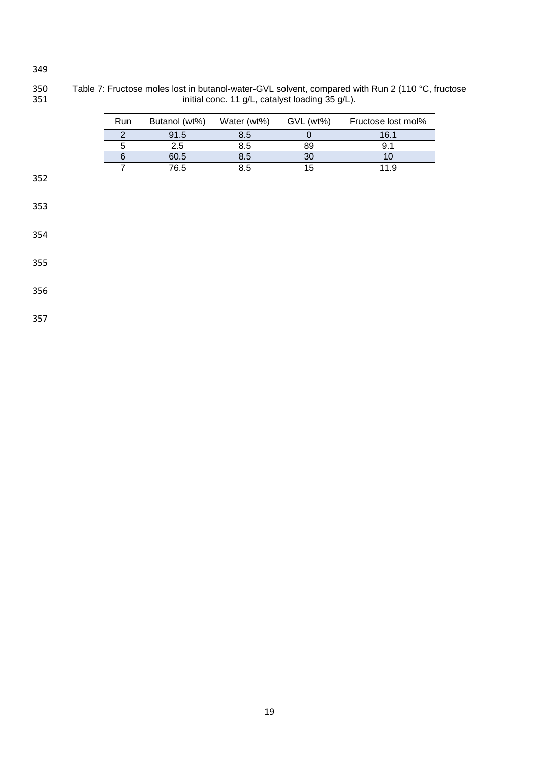Table 7: Fructose moles lost in butanol-water-GVL solvent, compared with Run 2 (110 °C, fructose initial conc. 11 g/L, catalyst loading 35 g/L).

| Run | Butanol (wt%) | Water (wt%) | GVL (wt%) | Fructose lost mol% |
|---|---|---|---|---|
| 2 | 91.5 | 8.5 | 0 | 16.1 |
| 5 | 2.5 | 8.5 | 89 | 9.1 |
| 6 | 60.5 | 8.5 | 30 | 10 |
| 7 | 76.5 | 8.5 | 15 | 11.9 |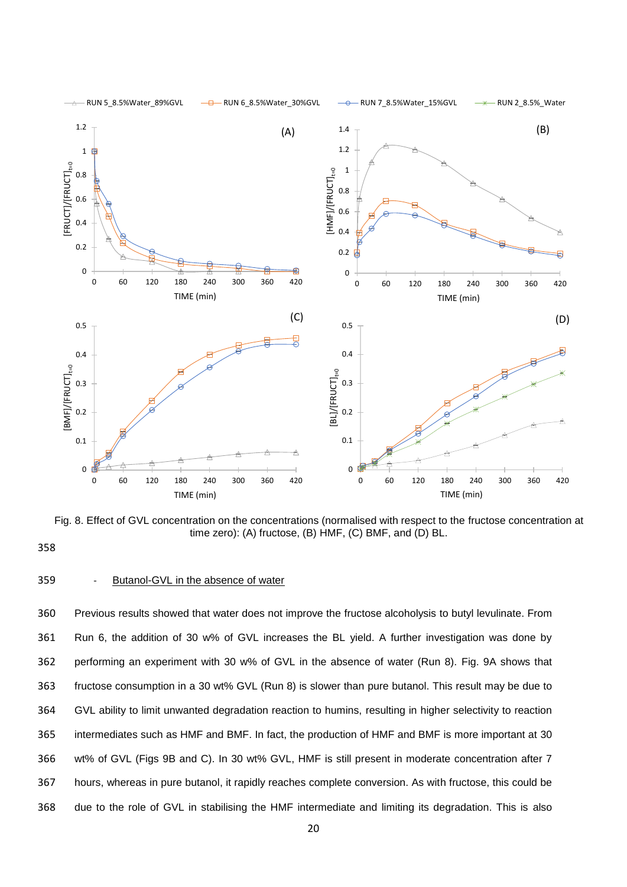Fig. 8. Effect of GVL concentration on the concentrations (normalised with respect to the fructose concentration at time zero): (A) fructose, (B) HMF, (C) BMF, and (D) BL.

- Butanol-GVL in the absence of water

Previous results showed that water does not improve the fructose alcoholysis to butyl levulinate. From Run 6, the addition of 30 w% of GVL increases the BL yield. A further investigation was done by performing an experiment with 30 w% of GVL in the absence of water (Run 8). Fig. 9A shows that fructose consumption in a 30 wt% GVL (Run 8) is slower than pure butanol. This result may be due to GVL ability to limit unwanted degradation reaction to humins, resulting in higher selectivity to reaction intermediates such as HMF and BMF. In fact, the production of HMF and BMF is more important at 30 wt% of GVL (Figs 9B and C). In 30 wt% GVL, HMF is still present in moderate concentration after 7 hours, whereas in pure butanol, it rapidly reaches complete conversion. As with fructose, this could be due to the role of GVL in stabilising the HMF intermediate and limiting its degradation. This is also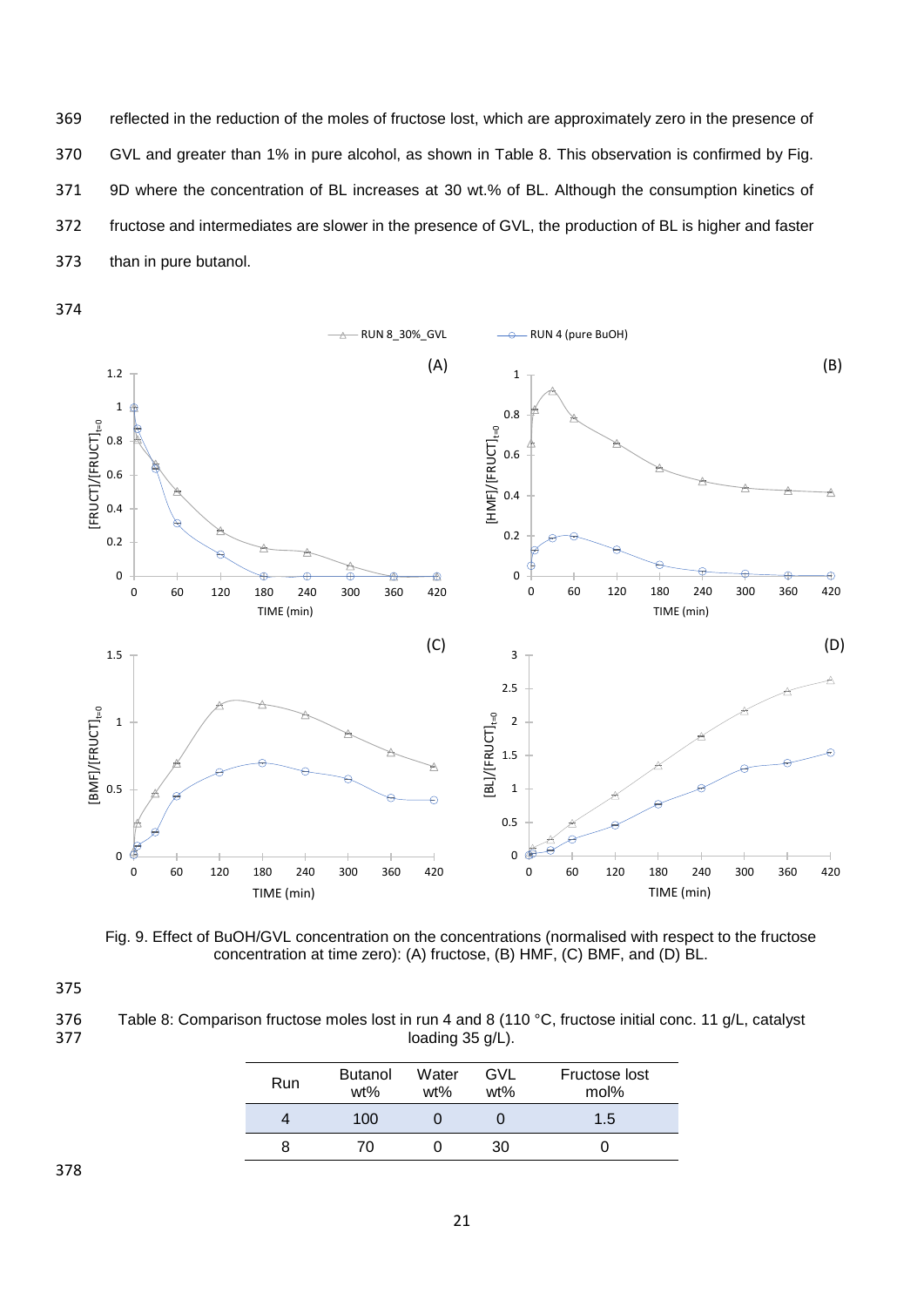reflected in the reduction of the moles of fructose lost, which are approximately zero in the presence of GVL and greater than 1% in pure alcohol, as shown in Table 8. This observation is confirmed by Fig. 9D where the concentration of BL increases at 30 wt.% of BL. Although the consumption kinetics of fructose and intermediates are slower in the presence of GVL, the production of BL is higher and faster than in pure butanol.

Fig. 9. Effect of BuOH/GVL concentration on the concentrations (normalised with respect to the fructose concentration at time zero): (A) fructose, (B) HMF, (C) BMF, and (D) BL.

Table 8: Comparison fructose moles lost in run 4 and 8 (110 °C, fructose initial conc. 11 g/L, catalyst loading 35 g/L).

| Run | Butanol wt% | Water wt% | GVL wt% | Fructose lost mol% |
|---|---|---|---|---|
| 4 | 100 | 0 | 0 | 1.5 |
| 8 | 70 | 0 | 30 | 0 |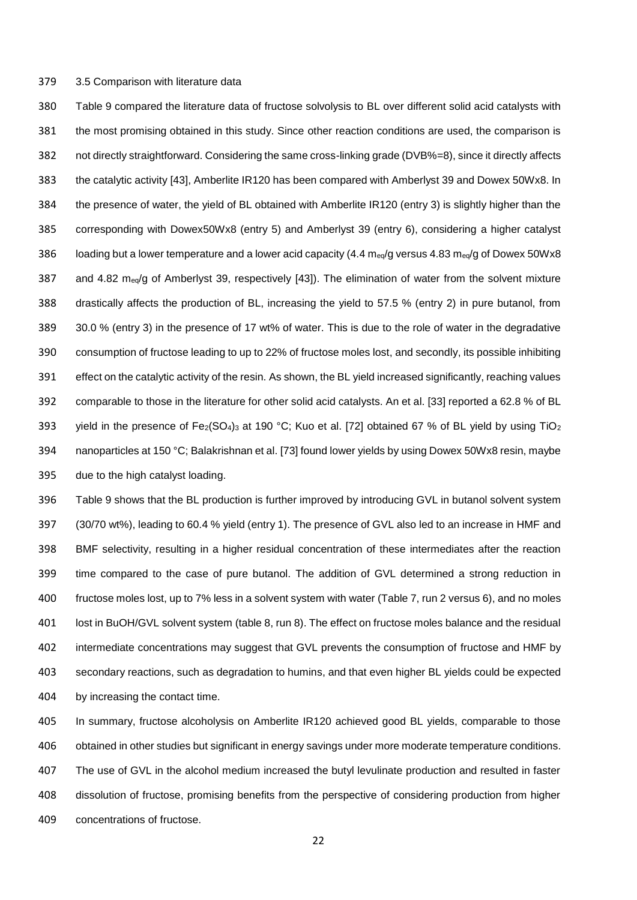### 3.5 Comparison with literature data

Table 9 compared the literature data of fructose solvolysis to BL over different solid acid catalysts with the most promising obtained in this study. Since other reaction conditions are used, the comparison is not directly straightforward. Considering the same cross-linking grade (DVB%=8), since it directly affects the catalytic activity [43], Amberlite IR120 has been compared with Amberlyst 39 and Dowex 50Wx8. In the presence of water, the yield of BL obtained with Amberlite IR120 (entry 3) is slightly higher than the corresponding with Dowex50Wx8 (entry 5) and Amberlyst 39 (entry 6), considering a higher catalyst loading but a lower temperature and a lower acid capacity (4.4 $m_{eq}$/g versus 4.83 $m_{eq}$/g of Dowex 50Wx8 and 4.82 $m_{eq}$/g of Amberlyst 39, respectively [43]). The elimination of water from the solvent mixture drastically affects the production of BL, increasing the yield to 57.5 % (entry 2) in pure butanol, from 30.0 % (entry 3) in the presence of 17 wt% of water. This is due to the role of water in the degradative consumption of fructose leading to up to 22% of fructose moles lost, and secondly, its possible inhibiting effect on the catalytic activity of the resin. As shown, the BL yield increased significantly, reaching values comparable to those in the literature for other solid acid catalysts. An et al. [33] reported a 62.8 % of BL yield in the presence of $Fe_2(SO_4)_3$ at 190 °C; Kuo et al. [72] obtained 67 % of BL yield by using $TiO_2$ nanoparticles at 150 °C; Balakrishnan et al. [73] found lower yields by using Dowex 50Wx8 resin, maybe due to the high catalyst loading.

Table 9 shows that the BL production is further improved by introducing GVL in butanol solvent system (30/70 wt%), leading to 60.4 % yield (entry 1). The presence of GVL also led to an increase in HMF and BMF selectivity, resulting in a higher residual concentration of these intermediates after the reaction time compared to the case of pure butanol. The addition of GVL determined a strong reduction in fructose moles lost, up to 7% less in a solvent system with water (Table 7, run 2 versus 6), and no moles lost in BuOH/GVL solvent system (table 8, run 8). The effect on fructose moles balance and the residual intermediate concentrations may suggest that GVL prevents the consumption of fructose and HMF by secondary reactions, such as degradation to humins, and that even higher BL yields could be expected by increasing the contact time.

In summary, fructose alcoholysis on Amberlite IR120 achieved good BL yields, comparable to those obtained in other studies but significant in energy savings under more moderate temperature conditions. The use of GVL in the alcohol medium increased the butyl levulinate production and resulted in faster dissolution of fructose, promising benefits from the perspective of considering production from higher concentrations of fructose.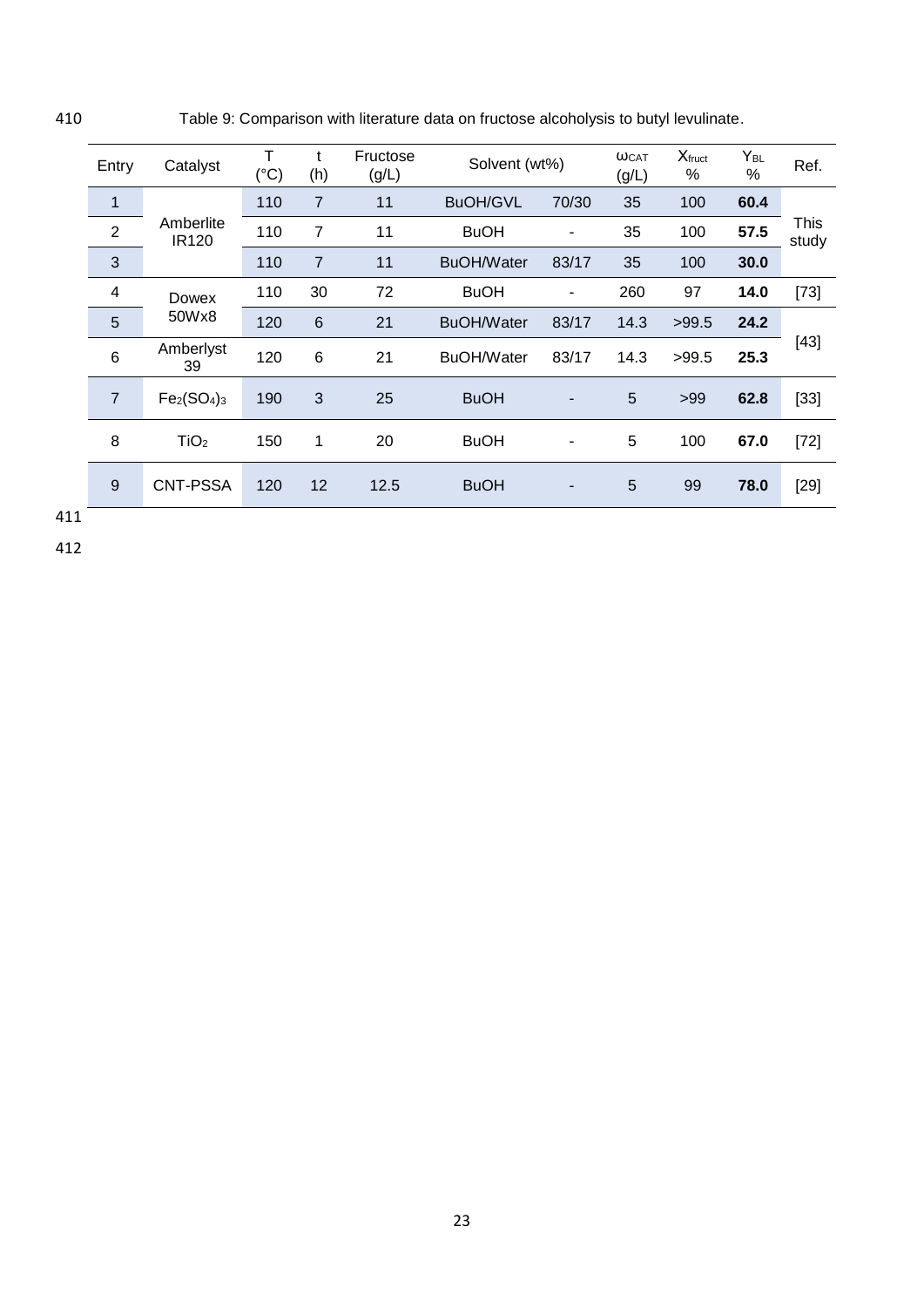Table 9: Comparison with literature data on fructose alcoholysis to butyl levulinate.

| Entry | Catalyst | T (°C) | t (h) | Fructose (g/L) | Solvent (wt%) | | $\omega_{CAT}$ (g/L) | $X_{fruct}$ % | $Y_{BL}$ % | Ref. |
|---|---|---|---|---|---|---|---|---|---|---|
| 1 | Amberlite IR120 | 110 | 7 | 11 | BuOH/GVL | 70/30 | 35 | 100 | **60.4** | This study |
| 2 | | 110 | 7 | 11 | BuOH | - | 35 | 100 | **57.5** | |
| 3 | | 110 | 7 | 11 | BuOH/Water | 83/17 | 35 | 100 | **30.0** | |
| 4 | Dowex 50Wx8 | 110 | 30 | 72 | BuOH | - | 260 | 97 | **14.0** | [73] |
| 5 | | 120 | 6 | 21 | BuOH/Water | 83/17 | 14.3 | >99.5 | **24.2** | [43] |
| 6 | Amberlyst 39 | 120 | 6 | 21 | BuOH/Water | 83/17 | 14.3 | >99.5 | **25.3** | |
| 7 | $Fe_2(SO_4)_3$ | 190 | 3 | 25 | BuOH | - | 5 | >99 | **62.8** | [33] |
| 8 | $TiO_2$ | 150 | 1 | 20 | BuOH | - | 5 | 100 | **67.0** | [72] |
| 9 | CNT-PSSA | 120 | 12 | 12.5 | BuOH | - | 5 | 99 | **78.0** | [29] |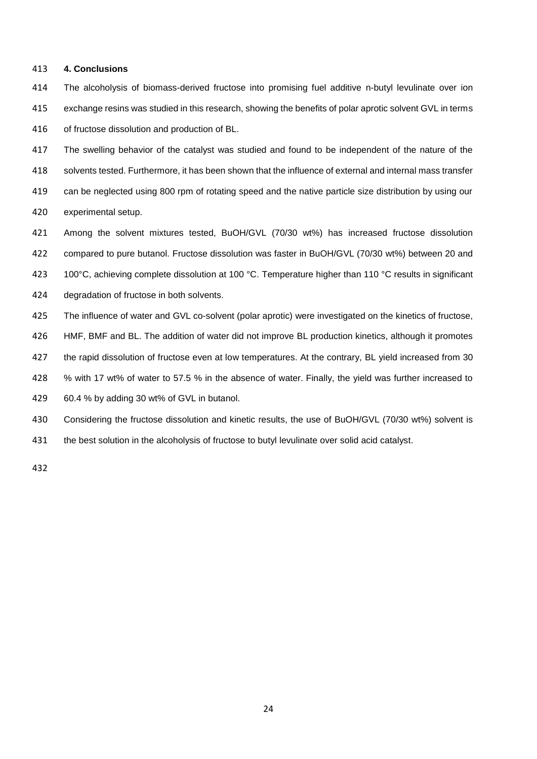## 4. Conclusions

The alcoholysis of biomass-derived fructose into promising fuel additive n-butyl levulinate over ion exchange resins was studied in this research, showing the benefits of polar aprotic solvent GVL in terms of fructose dissolution and production of BL.

The swelling behavior of the catalyst was studied and found to be independent of the nature of the solvents tested. Furthermore, it has been shown that the influence of external and internal mass transfer can be neglected using 800 rpm of rotating speed and the native particle size distribution by using our experimental setup.

Among the solvent mixtures tested, BuOH/GVL (70/30 wt%) has increased fructose dissolution compared to pure butanol. Fructose dissolution was faster in BuOH/GVL (70/30 wt%) between 20 and 100°C, achieving complete dissolution at 100 °C. Temperature higher than 110 °C results in significant degradation of fructose in both solvents.

The influence of water and GVL co-solvent (polar aprotic) were investigated on the kinetics of fructose, HMF, BMF and BL. The addition of water did not improve BL production kinetics, although it promotes the rapid dissolution of fructose even at low temperatures. At the contrary, BL yield increased from 30 % with 17 wt% of water to 57.5 % in the absence of water. Finally, the yield was further increased to 60.4 % by adding 30 wt% of GVL in butanol.

Considering the fructose dissolution and kinetic results, the use of BuOH/GVL (70/30 wt%) solvent is the best solution in the alcoholysis of fructose to butyl levulinate over solid acid catalyst.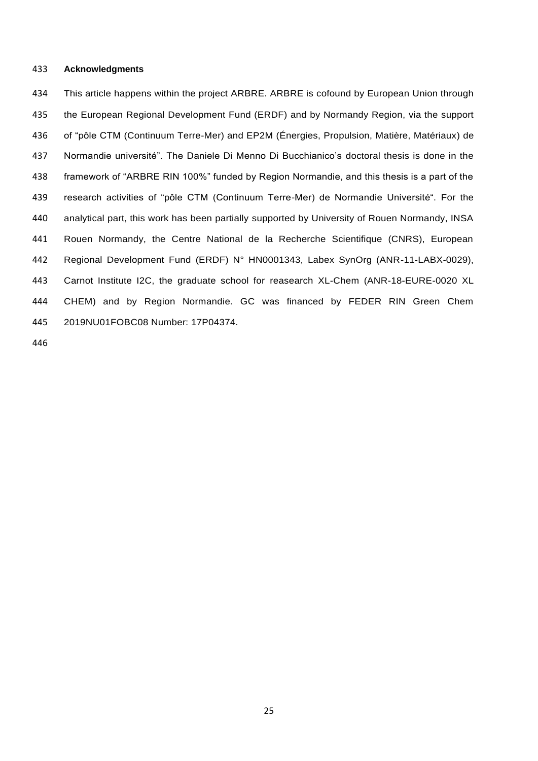**Acknowledgments**

This article happens within the project ARBRE. ARBRE is cofound by European Union through the European Regional Development Fund (ERDF) and by Normandy Region, via the support of “pôle CTM (Continuum Terre-Mer) and EP2M (Énergies, Propulsion, Matière, Matériaux) de Normandie université”. The Daniele Di Menno Di Bucchianico’s doctoral thesis is done in the framework of “ARBRE RIN 100%” funded by Region Normandie, and this thesis is a part of the research activities of “pôle CTM (Continuum Terre-Mer) de Normandie Université“. For the analytical part, this work has been partially supported by University of Rouen Normandy, INSA Rouen Normandy, the Centre National de la Recherche Scientifique (CNRS), European Regional Development Fund (ERDF) N° HN0001343, Labex SynOrg (ANR-11-LABX-0029), Carnot Institute I2C, the graduate school for reasearch XL-Chem (ANR-18-EURE-0020 XL CHEM) and by Region Normandie. GC was financed by FEDER RIN Green Chem 2019NU01FOBC08 Number: 17P04374.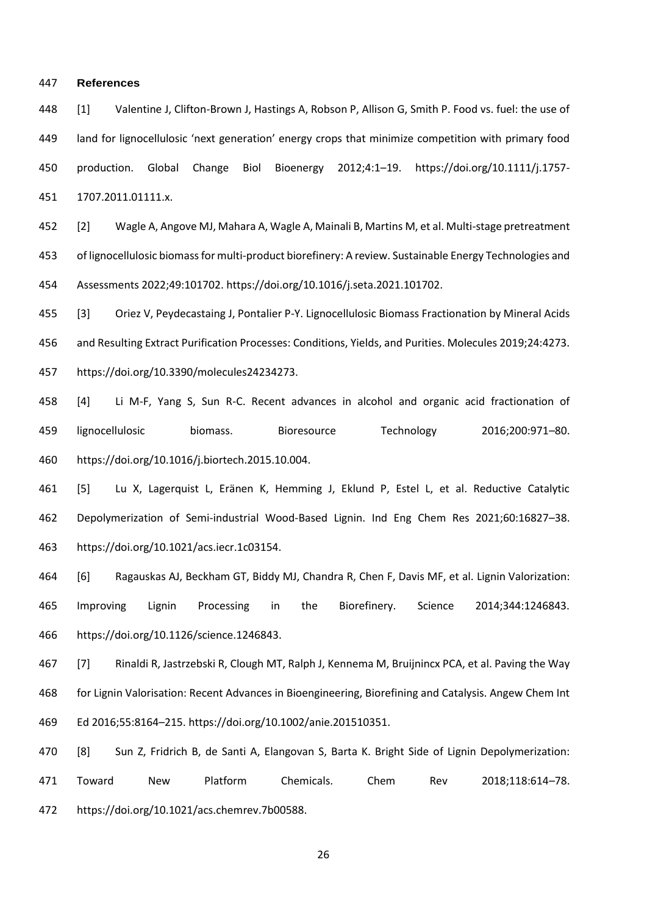## References

[1] Valentine J, Clifton-Brown J, Hastings A, Robson P, Allison G, Smith P. Food vs. fuel: the use of land for lignocellulosic 'next generation' energy crops that minimize competition with primary food production. Global Change Biol Bioenergy 2012;4:1–19. https://doi.org/10.1111/j.1757-1707.2011.01111.x.

[2] Wagle A, Angove MJ, Mahara A, Wagle A, Mainali B, Martins M, et al. Multi-stage pretreatment of lignocellulosic biomass for multi-product biorefinery: A review. Sustainable Energy Technologies and Assessments 2022;49:101702. https://doi.org/10.1016/j.seta.2021.101702.

[3] Oriez V, Peydecastaing J, Pontalier P-Y. Lignocellulosic Biomass Fractionation by Mineral Acids and Resulting Extract Purification Processes: Conditions, Yields, and Purities. Molecules 2019;24:4273. https://doi.org/10.3390/molecules24234273.

[4] Li M-F, Yang S, Sun R-C. Recent advances in alcohol and organic acid fractionation of lignocellulosic biomass. Bioresource Technology 2016;200:971–80. https://doi.org/10.1016/j.biortech.2015.10.004.

[5] Lu X, Lagerquist L, Eränen K, Hemming J, Eklund P, Estel L, et al. Reductive Catalytic Depolymerization of Semi-industrial Wood-Based Lignin. Ind Eng Chem Res 2021;60:16827–38. https://doi.org/10.1021/acs.iecr.1c03154.

[6] Ragauskas AJ, Beckham GT, Biddy MJ, Chandra R, Chen F, Davis MF, et al. Lignin Valorization: Improving Lignin Processing in the Biorefinery. Science 2014;344:1246843. https://doi.org/10.1126/science.1246843.

[7] Rinaldi R, Jastrzebski R, Clough MT, Ralph J, Kennema M, Bruijnincx PCA, et al. Paving the Way for Lignin Valorisation: Recent Advances in Bioengineering, Biorefining and Catalysis. Angew Chem Int Ed 2016;55:8164–215. https://doi.org/10.1002/anie.201510351.

[8] Sun Z, Fridrich B, de Santi A, Elangovan S, Barta K. Bright Side of Lignin Depolymerization: Toward New Platform Chemicals. Chem Rev 2018;118:614–78. https://doi.org/10.1021/acs.chemrev.7b00588.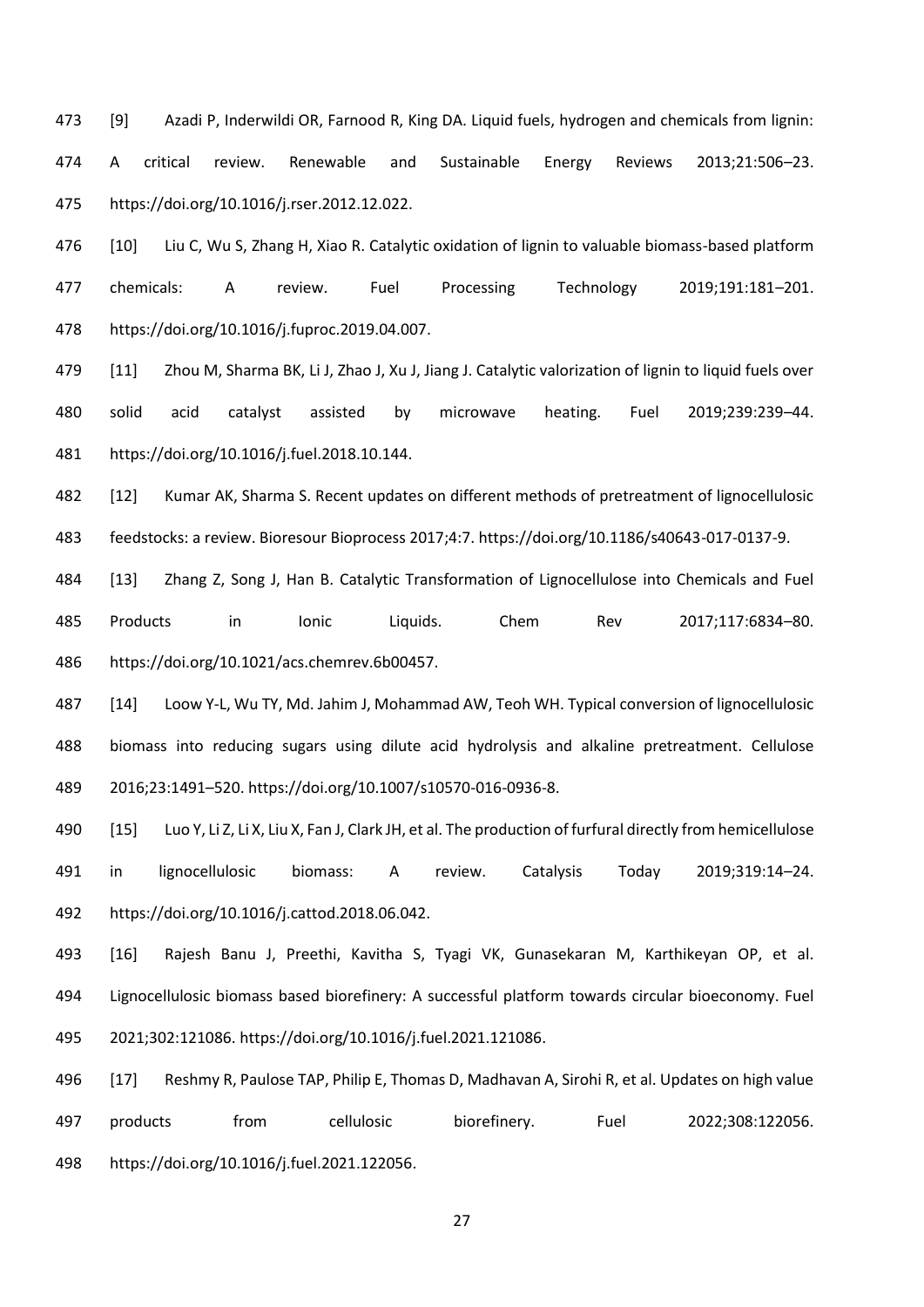[9] Azadi P, Inderwildi OR, Farnood R, King DA. Liquid fuels, hydrogen and chemicals from lignin: A critical review. Renewable and Sustainable Energy Reviews 2013;21:506–23. https://doi.org/10.1016/j.rser.2012.12.022.

[10] Liu C, Wu S, Zhang H, Xiao R. Catalytic oxidation of lignin to valuable biomass-based platform chemicals: A review. Fuel Processing Technology 2019;191:181–201. https://doi.org/10.1016/j.fuproc.2019.04.007.

[11] Zhou M, Sharma BK, Li J, Zhao J, Xu J, Jiang J. Catalytic valorization of lignin to liquid fuels over solid acid catalyst assisted by microwave heating. Fuel 2019;239:239–44. https://doi.org/10.1016/j.fuel.2018.10.144.

[12] Kumar AK, Sharma S. Recent updates on different methods of pretreatment of lignocellulosic feedstocks: a review. Bioresour Bioprocess 2017;4:7. https://doi.org/10.1186/s40643-017-0137-9.

[13] Zhang Z, Song J, Han B. Catalytic Transformation of Lignocellulose into Chemicals and Fuel Products in Ionic Liquids. Chem Rev 2017;117:6834–80. https://doi.org/10.1021/acs.chemrev.6b00457.

[14] Loow Y-L, Wu TY, Md. Jahim J, Mohammad AW, Teoh WH. Typical conversion of lignocellulosic biomass into reducing sugars using dilute acid hydrolysis and alkaline pretreatment. Cellulose 2016;23:1491–520. https://doi.org/10.1007/s10570-016-0936-8.

[15] Luo Y, Li Z, Li X, Liu X, Fan J, Clark JH, et al. The production of furfural directly from hemicellulose in lignocellulosic biomass: A review. Catalysis Today 2019;319:14–24. https://doi.org/10.1016/j.cattod.2018.06.042.

[16] Rajesh Banu J, Preethi, Kavitha S, Tyagi VK, Gunasekaran M, Karthikeyan OP, et al. Lignocellulosic biomass based biorefinery: A successful platform towards circular bioeconomy. Fuel 2021;302:121086. https://doi.org/10.1016/j.fuel.2021.121086.

[17] Reshmy R, Paulose TAP, Philip E, Thomas D, Madhavan A, Sirohi R, et al. Updates on high value products from cellulosic biorefinery. Fuel 2022;308:122056. https://doi.org/10.1016/j.fuel.2021.122056.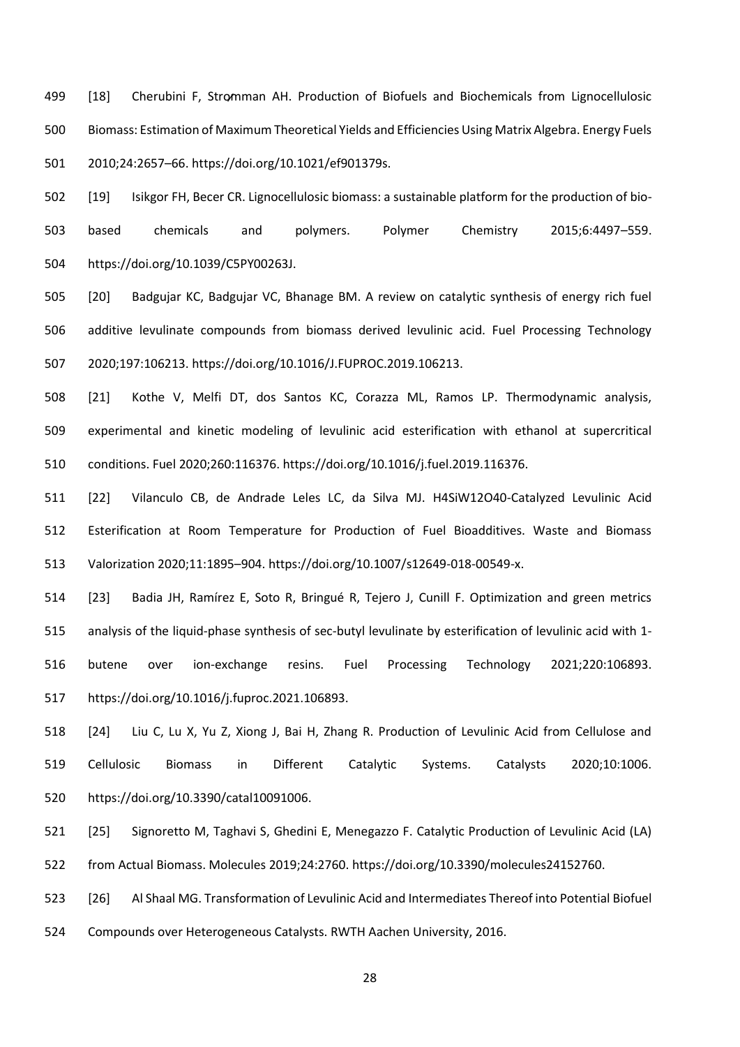[18] Cherubini F, Strømman AH. Production of Biofuels and Biochemicals from Lignocellulosic Biomass: Estimation of Maximum Theoretical Yields and Efficiencies Using Matrix Algebra. Energy Fuels 2010;24:2657–66. https://doi.org/10.1021/ef901379s.

[19] Isikgor FH, Becer CR. Lignocellulosic biomass: a sustainable platform for the production of bio-based chemicals and polymers. Polymer Chemistry 2015;6:4497–559. https://doi.org/10.1039/C5PY00263J.

[20] Badgujar KC, Badgujar VC, Bhanage BM. A review on catalytic synthesis of energy rich fuel additive levulinate compounds from biomass derived levulinic acid. Fuel Processing Technology 2020;197:106213. https://doi.org/10.1016/J.FUPROC.2019.106213.

[21] Kothe V, Melfi DT, dos Santos KC, Corazza ML, Ramos LP. Thermodynamic analysis, experimental and kinetic modeling of levulinic acid esterification with ethanol at supercritical conditions. Fuel 2020;260:116376. https://doi.org/10.1016/j.fuel.2019.116376.

[22] Vilanculo CB, de Andrade Leles LC, da Silva MJ. $H_4SiW_{12}O_{40}$-Catalyzed Levulinic Acid Esterification at Room Temperature for Production of Fuel Bioadditives. Waste and Biomass Valorization 2020;11:1895–904. https://doi.org/10.1007/s12649-018-00549-x.

[23] Badia JH, Ramírez E, Soto R, Bringué R, Tejero J, Cunill F. Optimization and green metrics analysis of the liquid-phase synthesis of sec-butyl levulinate by esterification of levulinic acid with 1-butene over ion-exchange resins. Fuel Processing Technology 2021;220:106893. https://doi.org/10.1016/j.fuproc.2021.106893.

[24] Liu C, Lu X, Yu Z, Xiong J, Bai H, Zhang R. Production of Levulinic Acid from Cellulose and Cellulosic Biomass in Different Catalytic Systems. Catalysts 2020;10:1006. https://doi.org/10.3390/catal10091006.

[25] Signoretto M, Taghavi S, Ghedini E, Menegazzo F. Catalytic Production of Levulinic Acid (LA) from Actual Biomass. Molecules 2019;24:2760. https://doi.org/10.3390/molecules24152760.

[26] Al Shaal MG. Transformation of Levulinic Acid and Intermediates Thereof into Potential Biofuel Compounds over Heterogeneous Catalysts. RWTH Aachen University, 2016.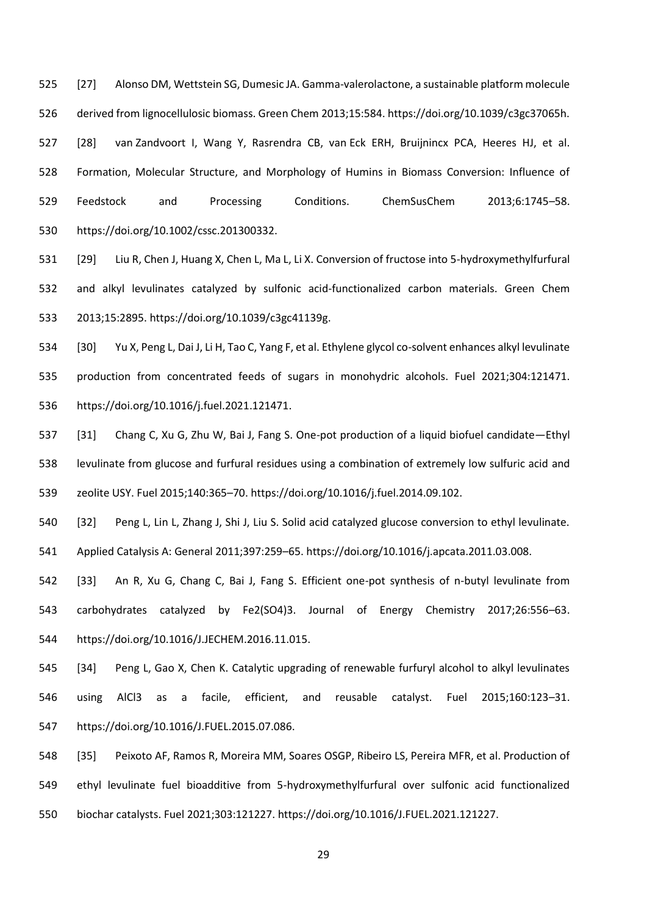[27] Alonso DM, Wettstein SG, Dumesic JA. Gamma-valerolactone, a sustainable platform molecule derived from lignocellulosic biomass. Green Chem 2013;15:584. https://doi.org/10.1039/c3gc37065h.

[28] van Zandvoort I, Wang Y, Rasrendra CB, van Eck ERH, Bruijnincx PCA, Heeres HJ, et al. Formation, Molecular Structure, and Morphology of Humins in Biomass Conversion: Influence of Feedstock and Processing Conditions. ChemSusChem 2013;6:1745–58. https://doi.org/10.1002/cssc.201300332.

[29] Liu R, Chen J, Huang X, Chen L, Ma L, Li X. Conversion of fructose into 5-hydroxymethylfurfural and alkyl levulinates catalyzed by sulfonic acid-functionalized carbon materials. Green Chem 2013;15:2895. https://doi.org/10.1039/c3gc41139g.

[30] Yu X, Peng L, Dai J, Li H, Tao C, Yang F, et al. Ethylene glycol co-solvent enhances alkyl levulinate production from concentrated feeds of sugars in monohydric alcohols. Fuel 2021;304:121471. https://doi.org/10.1016/j.fuel.2021.121471.

[31] Chang C, Xu G, Zhu W, Bai J, Fang S. One-pot production of a liquid biofuel candidate—Ethyl levulinate from glucose and furfural residues using a combination of extremely low sulfuric acid and zeolite USY. Fuel 2015;140:365–70. https://doi.org/10.1016/j.fuel.2014.09.102.

[32] Peng L, Lin L, Zhang J, Shi J, Liu S. Solid acid catalyzed glucose conversion to ethyl levulinate. Applied Catalysis A: General 2011;397:259–65. https://doi.org/10.1016/j.apcata.2011.03.008.

[33] An R, Xu G, Chang C, Bai J, Fang S. Efficient one-pot synthesis of n-butyl levulinate from carbohydrates catalyzed by $Fe_2(SO_4)_3$. Journal of Energy Chemistry 2017;26:556–63. https://doi.org/10.1016/J.JECHEM.2016.11.015.

[34] Peng L, Gao X, Chen K. Catalytic upgrading of renewable furfuryl alcohol to alkyl levulinates using $AlCl_3$ as a facile, efficient, and reusable catalyst. Fuel 2015;160:123–31. https://doi.org/10.1016/J.FUEL.2015.07.086.

[35] Peixoto AF, Ramos R, Moreira MM, Soares OSGP, Ribeiro LS, Pereira MFR, et al. Production of ethyl levulinate fuel bioadditive from 5-hydroxymethylfurfural over sulfonic acid functionalized biochar catalysts. Fuel 2021;303:121227. https://doi.org/10.1016/J.FUEL.2021.121227.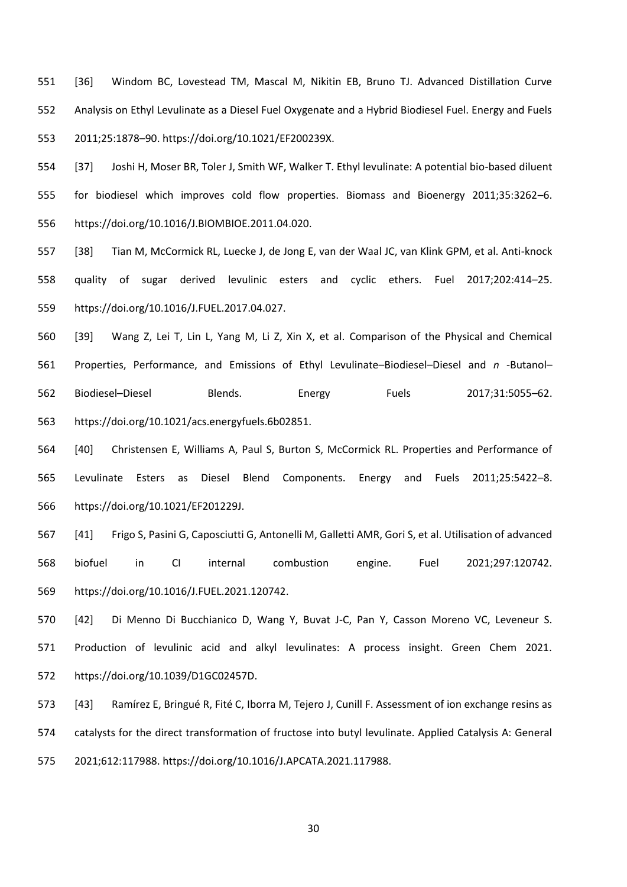[36] Windom BC, Lovestead TM, Mascal M, Nikitin EB, Bruno TJ. Advanced Distillation Curve Analysis on Ethyl Levulinate as a Diesel Fuel Oxygenate and a Hybrid Biodiesel Fuel. Energy and Fuels 2011;25:1878–90. https://doi.org/10.1021/EF200239X.

[37] Joshi H, Moser BR, Toler J, Smith WF, Walker T. Ethyl levulinate: A potential bio-based diluent for biodiesel which improves cold flow properties. Biomass and Bioenergy 2011;35:3262–6. https://doi.org/10.1016/J.BIOMBIOE.2011.04.020.

[38] Tian M, McCormick RL, Luecke J, de Jong E, van der Waal JC, van Klink GPM, et al. Anti-knock quality of sugar derived levulinic esters and cyclic ethers. Fuel 2017;202:414–25. https://doi.org/10.1016/J.FUEL.2017.04.027.

[39] Wang Z, Lei T, Lin L, Yang M, Li Z, Xin X, et al. Comparison of the Physical and Chemical Properties, Performance, and Emissions of Ethyl Levulinate–Biodiesel–Diesel and *n* -Butanol–Biodiesel–Diesel Blends. Energy Fuels 2017;31:5055–62. https://doi.org/10.1021/acs.energyfuels.6b02851.

[40] Christensen E, Williams A, Paul S, Burton S, McCormick RL. Properties and Performance of Levulinate Esters as Diesel Blend Components. Energy and Fuels 2011;25:5422–8. https://doi.org/10.1021/EF201229J.

[41] Frigo S, Pasini G, Caposciutti G, Antonelli M, Galletti AMR, Gori S, et al. Utilisation of advanced biofuel in CI internal combustion engine. Fuel 2021;297:120742. https://doi.org/10.1016/J.FUEL.2021.120742.

[42] Di Menno Di Bucchianico D, Wang Y, Buvat J-C, Pan Y, Casson Moreno VC, Leveneur S. Production of levulinic acid and alkyl levulinates: A process insight. Green Chem 2021. https://doi.org/10.1039/D1GC02457D.

[43] Ramírez E, Bringué R, Fité C, Iborra M, Tejero J, Cunill F. Assessment of ion exchange resins as catalysts for the direct transformation of fructose into butyl levulinate. Applied Catalysis A: General 2021;612:117988. https://doi.org/10.1016/J.APCATA.2021.117988.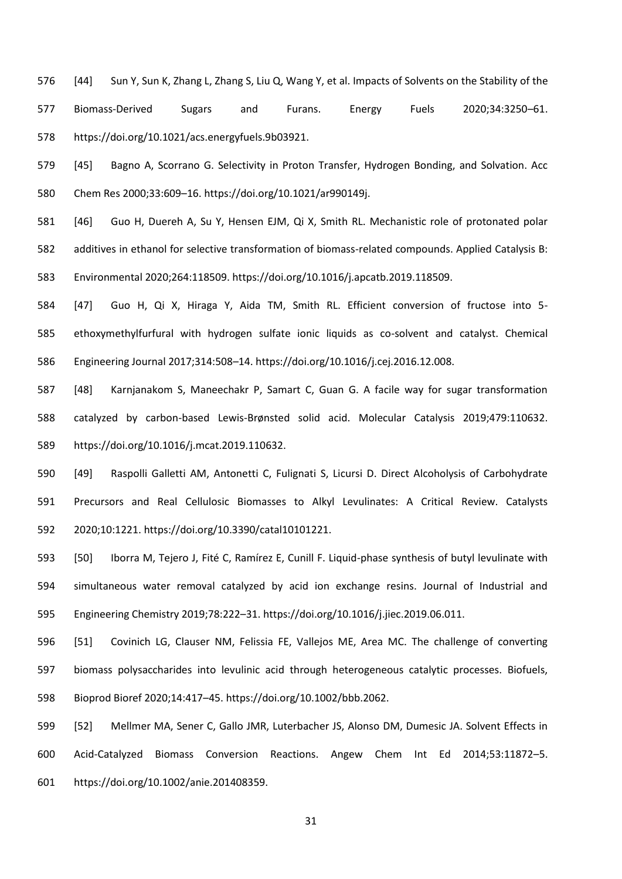[44] Sun Y, Sun K, Zhang L, Zhang S, Liu Q, Wang Y, et al. Impacts of Solvents on the Stability of the Biomass-Derived Sugars and Furans. Energy Fuels 2020;34:3250–61. https://doi.org/10.1021/acs.energyfuels.9b03921.

[45] Bagno A, Scorrano G. Selectivity in Proton Transfer, Hydrogen Bonding, and Solvation. Acc Chem Res 2000;33:609–16. https://doi.org/10.1021/ar990149j.

[46] Guo H, Duereh A, Su Y, Hensen EJM, Qi X, Smith RL. Mechanistic role of protonated polar additives in ethanol for selective transformation of biomass-related compounds. Applied Catalysis B: Environmental 2020;264:118509. https://doi.org/10.1016/j.apcatb.2019.118509.

[47] Guo H, Qi X, Hiraga Y, Aida TM, Smith RL. Efficient conversion of fructose into 5-ethoxymethylfurfural with hydrogen sulfate ionic liquids as co-solvent and catalyst. Chemical Engineering Journal 2017;314:508–14. https://doi.org/10.1016/j.cej.2016.12.008.

[48] Karnjanakom S, Maneechakr P, Samart C, Guan G. A facile way for sugar transformation catalyzed by carbon-based Lewis-Brønsted solid acid. Molecular Catalysis 2019;479:110632. https://doi.org/10.1016/j.mcat.2019.110632.

[49] Raspolli Galletti AM, Antonetti C, Fulignati S, Licursi D. Direct Alcoholysis of Carbohydrate Precursors and Real Cellulosic Biomasses to Alkyl Levulinates: A Critical Review. Catalysts 2020;10:1221. https://doi.org/10.3390/catal10101221.

[50] Iborra M, Tejero J, Fité C, Ramírez E, Cunill F. Liquid-phase synthesis of butyl levulinate with simultaneous water removal catalyzed by acid ion exchange resins. Journal of Industrial and Engineering Chemistry 2019;78:222–31. https://doi.org/10.1016/j.jiec.2019.06.011.

[51] Covinich LG, Clauser NM, Felissia FE, Vallejos ME, Area MC. The challenge of converting biomass polysaccharides into levulinic acid through heterogeneous catalytic processes. Biofuels, Bioprod Bioref 2020;14:417–45. https://doi.org/10.1002/bbb.2062.

[52] Mellmer MA, Sener C, Gallo JMR, Luterbacher JS, Alonso DM, Dumesic JA. Solvent Effects in Acid-Catalyzed Biomass Conversion Reactions. Angew Chem Int Ed 2014;53:11872–5. https://doi.org/10.1002/anie.201408359.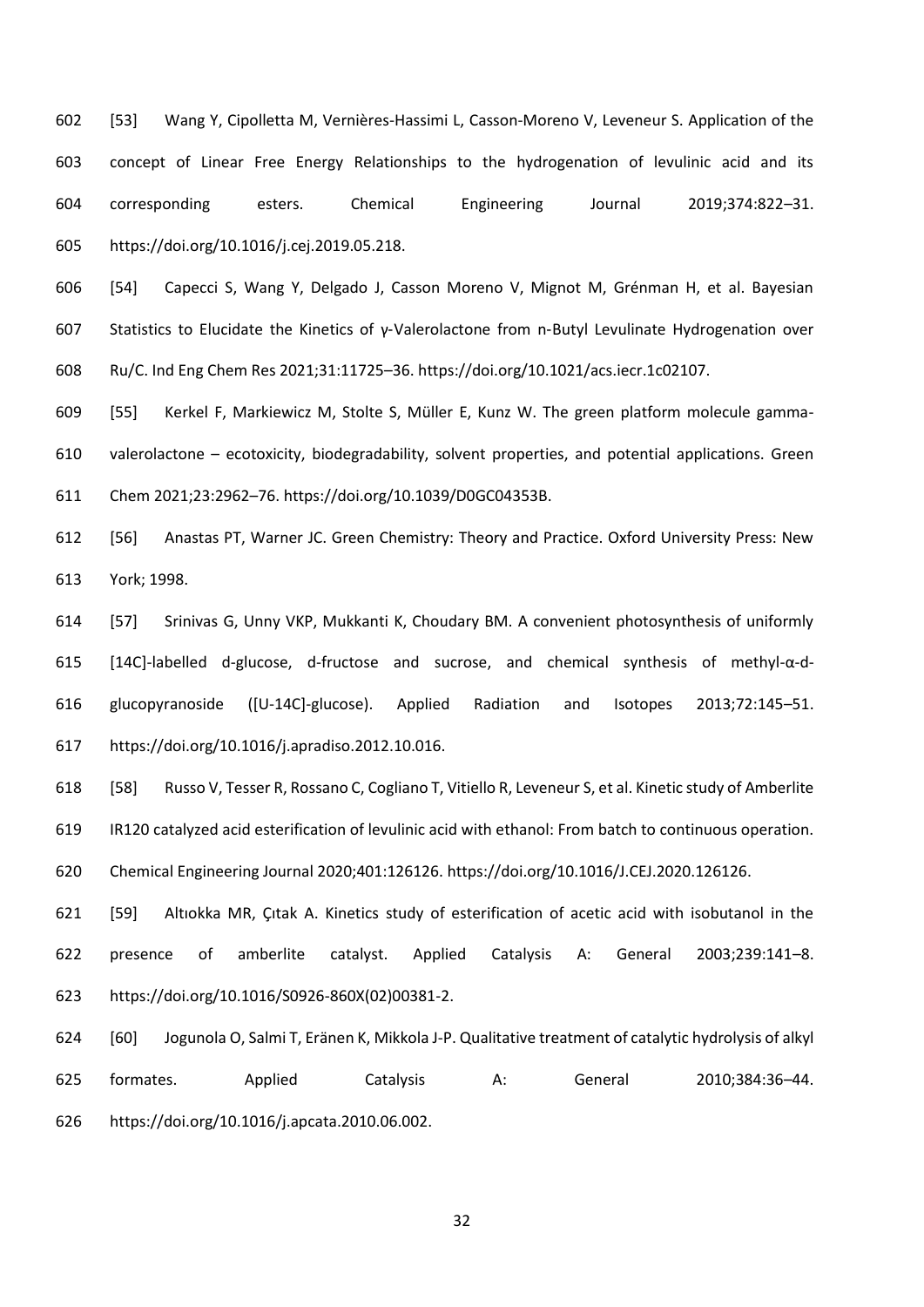[53] Wang Y, Cipolletta M, Vernières-Hassimi L, Casson-Moreno V, Leveneur S. Application of the concept of Linear Free Energy Relationships to the hydrogenation of levulinic acid and its corresponding esters. Chemical Engineering Journal 2019;374:822–31. https://doi.org/10.1016/j.cej.2019.05.218.

[54] Capecci S, Wang Y, Delgado J, Casson Moreno V, Mignot M, Grénman H, et al. Bayesian Statistics to Elucidate the Kinetics of γ-Valerolactone from n-Butyl Levulinate Hydrogenation over Ru/C. Ind Eng Chem Res 2021;31:11725–36. https://doi.org/10.1021/acs.iecr.1c02107.

[55] Kerkel F, Markiewicz M, Stolte S, Müller E, Kunz W. The green platform molecule gamma-valerolactone – ecotoxicity, biodegradability, solvent properties, and potential applications. Green Chem 2021;23:2962–76. https://doi.org/10.1039/D0GC04353B.

[56] Anastas PT, Warner JC. Green Chemistry: Theory and Practice. Oxford University Press: New York; 1998.

[57] Srinivas G, Unny VKP, Mukkanti K, Choudary BM. A convenient photosynthesis of uniformly [14C]-labelled d-glucose, d-fructose and sucrose, and chemical synthesis of methyl-α-d-glucopyranoside ([U-14C]-glucose). Applied Radiation and Isotopes 2013;72:145–51. https://doi.org/10.1016/j.apradiso.2012.10.016.

[58] Russo V, Tesser R, Rossano C, Cogliano T, Vitiello R, Leveneur S, et al. Kinetic study of Amberlite IR120 catalyzed acid esterification of levulinic acid with ethanol: From batch to continuous operation. Chemical Engineering Journal 2020;401:126126. https://doi.org/10.1016/J.CEJ.2020.126126.

[59] Altıokka MR, Çıtak A. Kinetics study of esterification of acetic acid with isobutanol in the presence of amberlite catalyst. Applied Catalysis A: General 2003;239:141–8. https://doi.org/10.1016/S0926-860X(02)00381-2.

[60] Jogunola O, Salmi T, Eränen K, Mikkola J-P. Qualitative treatment of catalytic hydrolysis of alkyl formates. Applied Catalysis A: General 2010;384:36–44. https://doi.org/10.1016/j.apcata.2010.06.002.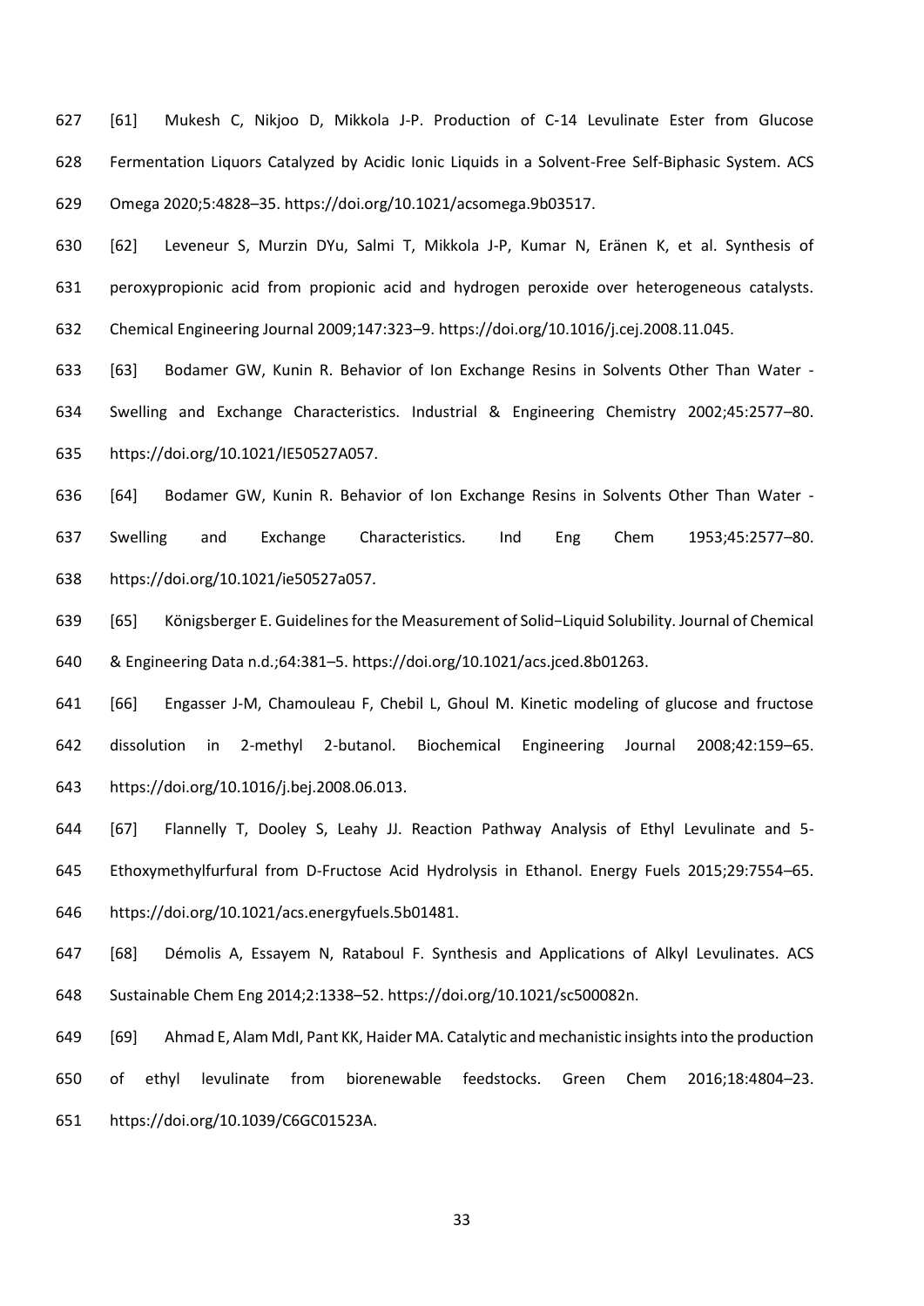[61] Mukesh C, Nikjoo D, Mikkola J-P. Production of C-14 Levulinate Ester from Glucose Fermentation Liquors Catalyzed by Acidic Ionic Liquids in a Solvent-Free Self-Biphasic System. ACS Omega 2020;5:4828–35. https://doi.org/10.1021/acsomega.9b03517.

[62] Leveneur S, Murzin DYu, Salmi T, Mikkola J-P, Kumar N, Eränen K, et al. Synthesis of peroxypropionic acid from propionic acid and hydrogen peroxide over heterogeneous catalysts. Chemical Engineering Journal 2009;147:323–9. https://doi.org/10.1016/j.cej.2008.11.045.

[63] Bodamer GW, Kunin R. Behavior of Ion Exchange Resins in Solvents Other Than Water - Swelling and Exchange Characteristics. Industrial & Engineering Chemistry 2002;45:2577–80. https://doi.org/10.1021/IE50527A057.

[64] Bodamer GW, Kunin R. Behavior of Ion Exchange Resins in Solvents Other Than Water - Swelling and Exchange Characteristics. Ind Eng Chem 1953;45:2577–80. https://doi.org/10.1021/ie50527a057.

[65] Königsberger E. Guidelines for the Measurement of Solid−Liquid Solubility. Journal of Chemical & Engineering Data n.d.;64:381–5. https://doi.org/10.1021/acs.jced.8b01263.

[66] Engasser J-M, Chamouleau F, Chebil L, Ghoul M. Kinetic modeling of glucose and fructose dissolution in 2-methyl 2-butanol. Biochemical Engineering Journal 2008;42:159–65. https://doi.org/10.1016/j.bej.2008.06.013.

[67] Flannelly T, Dooley S, Leahy JJ. Reaction Pathway Analysis of Ethyl Levulinate and 5-Ethoxymethylfurfural from D-Fructose Acid Hydrolysis in Ethanol. Energy Fuels 2015;29:7554–65. https://doi.org/10.1021/acs.energyfuels.5b01481.

[68] Démolis A, Essayem N, Rataboul F. Synthesis and Applications of Alkyl Levulinates. ACS Sustainable Chem Eng 2014;2:1338–52. https://doi.org/10.1021/sc500082n.

[69] Ahmad E, Alam MdI, Pant KK, Haider MA. Catalytic and mechanistic insights into the production of ethyl levulinate from biorenewable feedstocks. Green Chem 2016;18:4804–23. https://doi.org/10.1039/C6GC01523A.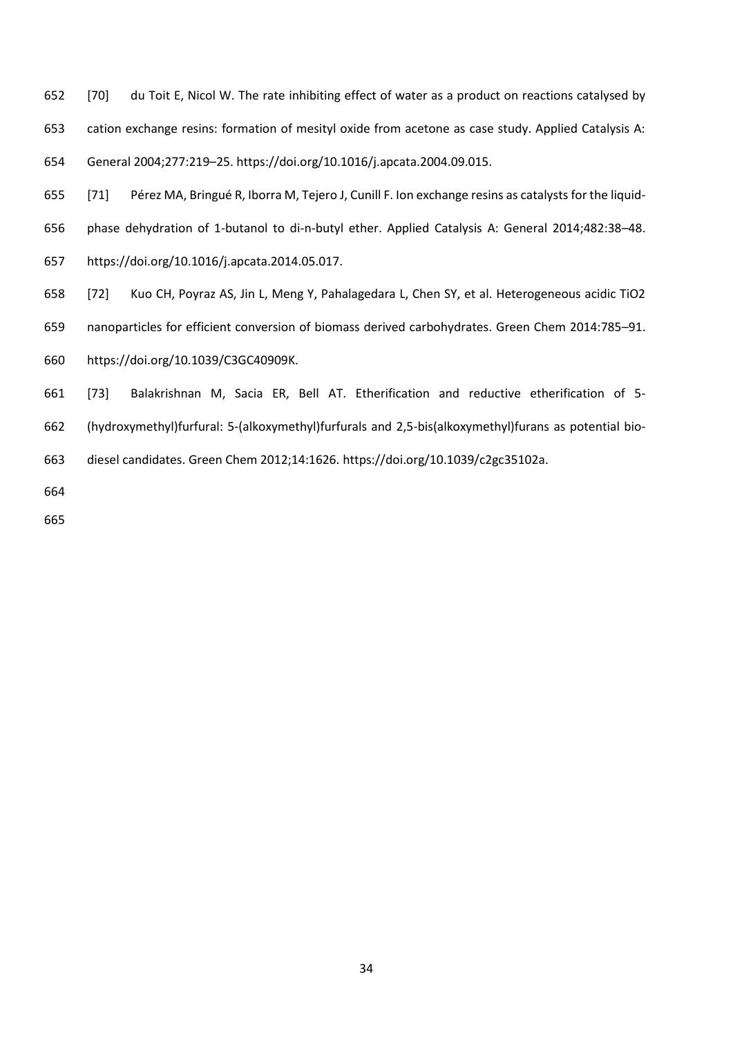[70] du Toit E, Nicol W. The rate inhibiting effect of water as a product on reactions catalysed by cation exchange resins: formation of mesityl oxide from acetone as case study. Applied Catalysis A: General 2004;277:219–25. https://doi.org/10.1016/j.apcata.2004.09.015.

[71] Pérez MA, Bringué R, Iborra M, Tejero J, Cunill F. Ion exchange resins as catalysts for the liquid-phase dehydration of 1-butanol to di-n-butyl ether. Applied Catalysis A: General 2014;482:38–48. https://doi.org/10.1016/j.apcata.2014.05.017.

[72] Kuo CH, Poyraz AS, Jin L, Meng Y, Pahalagedara L, Chen SY, et al. Heterogeneous acidic $TiO_2$ nanoparticles for efficient conversion of biomass derived carbohydrates. Green Chem 2014:785–91. https://doi.org/10.1039/C3GC40909K.

[73] Balakrishnan M, Sacia ER, Bell AT. Etherification and reductive etherification of 5-(hydroxymethyl)furfural: 5-(alkoxymethyl)furfurals and 2,5-bis(alkoxymethyl)furans as potential bio-diesel candidates. Green Chem 2012;14:1626. https://doi.org/10.1039/c2gc35102a.